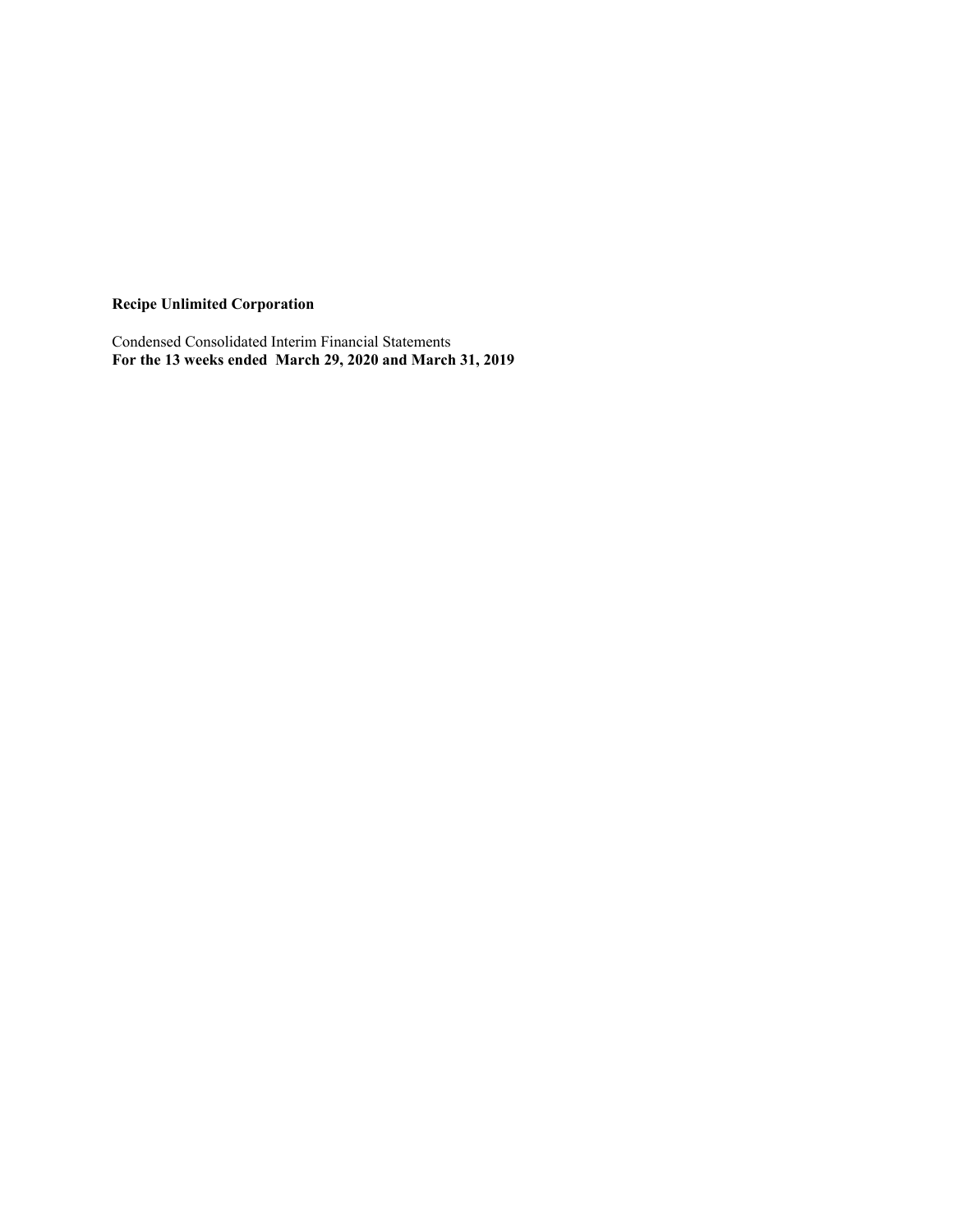**Recipe Unlimited Corporation**

Condensed Consolidated Interim Financial Statements
**For the 13 weeks ended March 29, 2020 and March 31, 2019**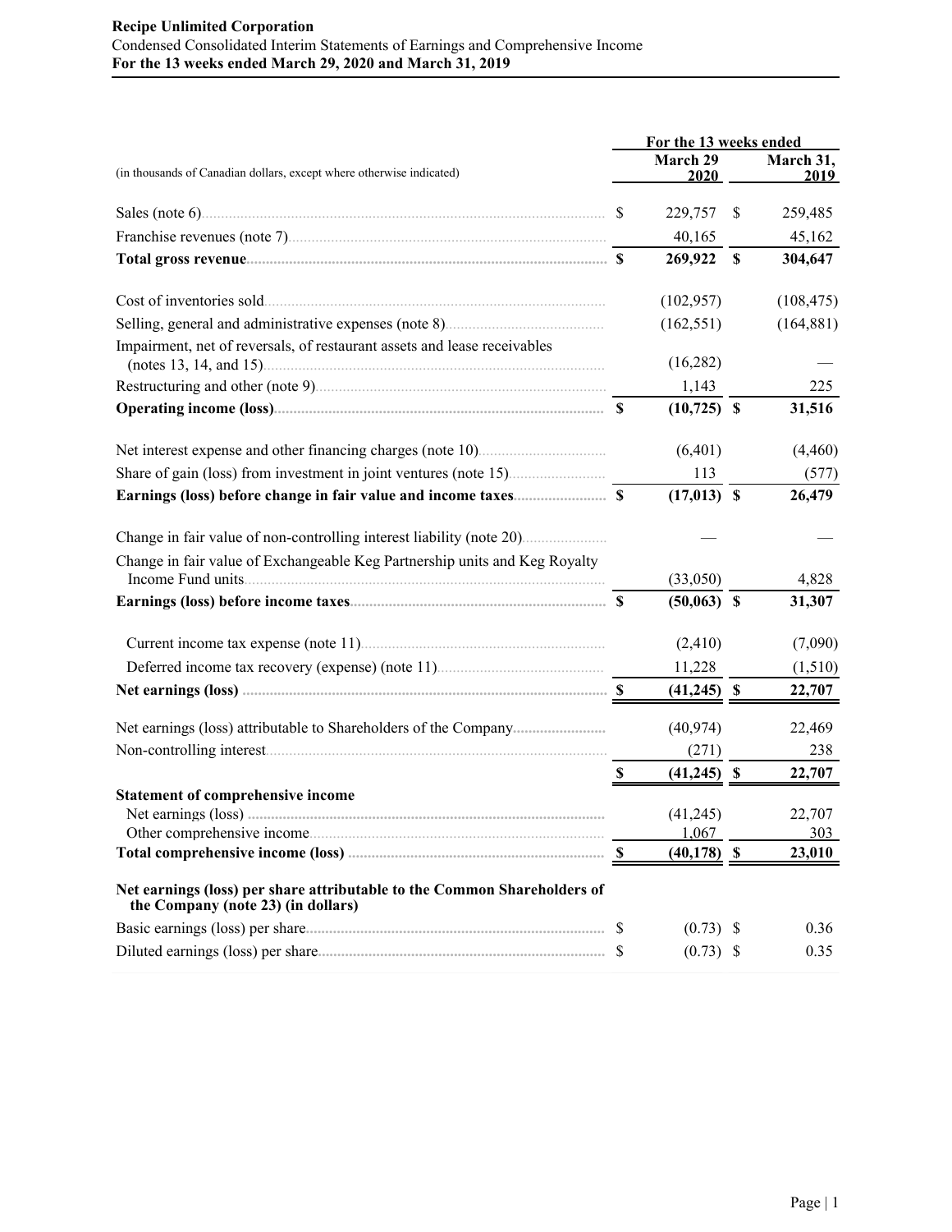**Recipe Unlimited Corporation**

Condensed Consolidated Interim Statements of Earnings and Comprehensive Income

**For the 13 weeks ended March 29, 2020 and March 31, 2019**

| (in thousands of Canadian dollars, except where otherwise indicated) | For the 13 weeks ended March 29 2020 | March 31, 2019 |
|---|---|---|
| Sales (note 6) | $ 229,757 | $ 259,485 |
| Franchise revenues (note 7) | 40,165 | 45,162 |
| **Total gross revenue** | **$ 269,922** | **$ 304,647** |
| Cost of inventories sold | (102,957) | (108,475) |
| Selling, general and administrative expenses (note 8) | (162,551) | (164,881) |
| Impairment, net of reversals, of restaurant assets and lease receivables (notes 13, 14, and 15) | (16,282) | — |
| Restructuring and other (note 9) | 1,143 | 225 |
| **Operating income (loss)** | **$ (10,725)** | **$ 31,516** |
| Net interest expense and other financing charges (note 10) | (6,401) | (4,460) |
| Share of gain (loss) from investment in joint ventures (note 15) | 113 | (577) |
| **Earnings (loss) before change in fair value and income taxes** | **$ (17,013)** | **$ 26,479** |
| Change in fair value of non-controlling interest liability (note 20) | — | — |
| Change in fair value of Exchangeable Keg Partnership units and Keg Royalty Income Fund units | (33,050) | 4,828 |
| **Earnings (loss) before income taxes** | **$ (50,063)** | **$ 31,307** |
| Current income tax expense (note 11) | (2,410) | (7,090) |
| Deferred income tax recovery (expense) (note 11) | 11,228 | (1,510) |
| **Net earnings (loss)** | **$ (41,245)** | **$ 22,707** |
| Net earnings (loss) attributable to Shareholders of the Company | (40,974) | 22,469 |
| Non-controlling interest | (271) | 238 |
| | **$ (41,245)** | **$ 22,707** |
| **Statement of comprehensive income** | | |
| Net earnings (loss) | (41,245) | 22,707 |
| Other comprehensive income | 1,067 | 303 |
| **Total comprehensive income (loss)** | **$ (40,178)** | **$ 23,010** |
| **Net earnings (loss) per share attributable to the Common Shareholders of the Company (note 23) (in dollars)** | | |
| Basic earnings (loss) per share | $ (0.73) | $ 0.36 |
| Diluted earnings (loss) per share | $ (0.73) | $ 0.35 |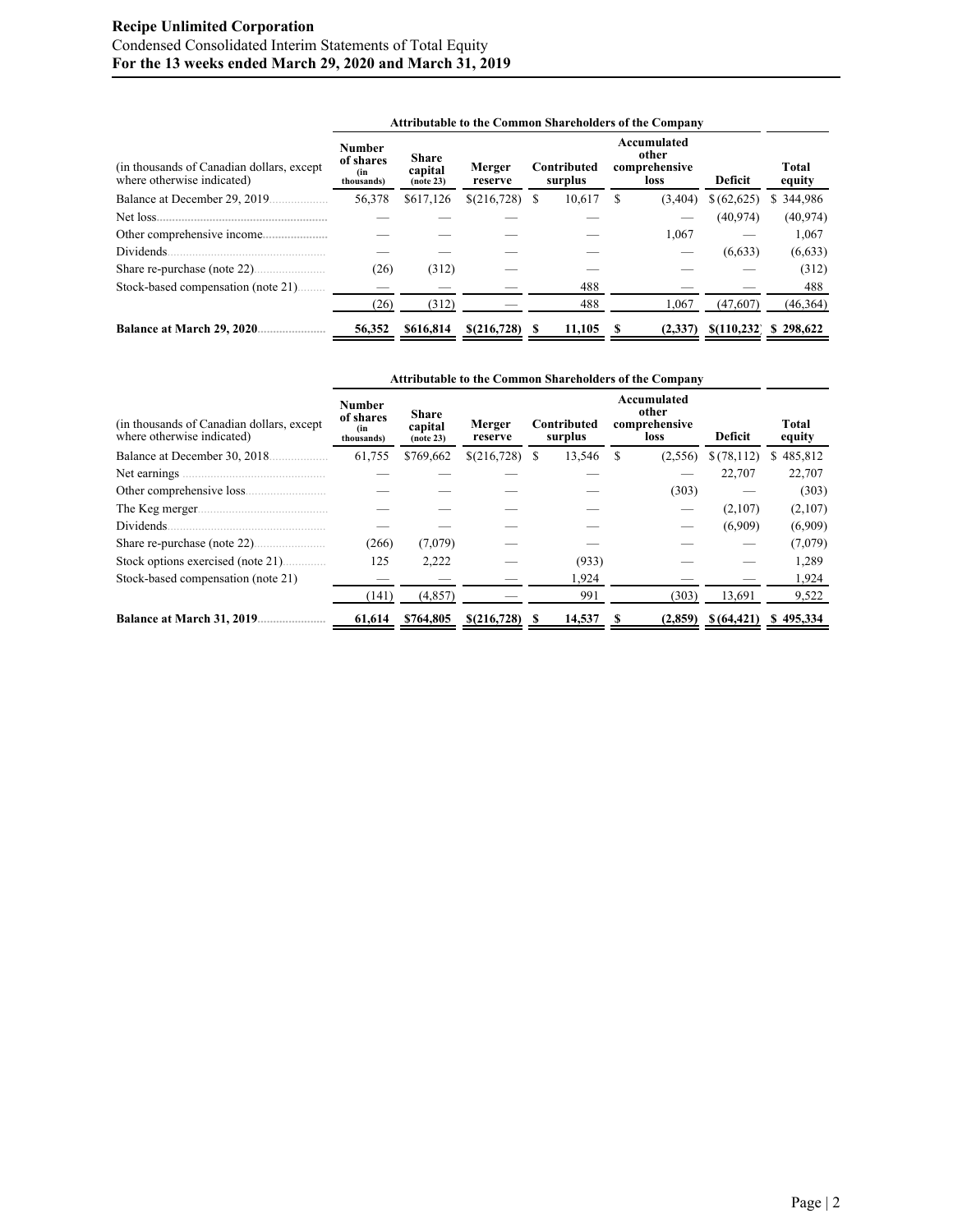**Recipe Unlimited Corporation**
Condensed Consolidated Interim Statements of Total Equity
**For the 13 weeks ended March 29, 2020 and March 31, 2019**

| | Attributable to the Common Shareholders of the Company | | | | | | |
|---|---|---|---|---|---|---|---|
| (in thousands of Canadian dollars, except where otherwise indicated) | **Number of shares (in thousands)** | **Share capital (note 23)** | **Merger reserve** | **Contributed surplus** | **Accumulated other comprehensive loss** | **Deficit** | **Total equity** |
| Balance at December 29, 2019 | 56,378 | $617,126 | $(216,728) | $ 10,617 | $ (3,404) | $(62,625) | $ 344,986 |
| Net loss | — | — | — | — | — | (40,974) | (40,974) |
| Other comprehensive income | — | — | — | — | 1,067 | — | 1,067 |
| Dividends | — | — | — | — | — | (6,633) | (6,633) |
| Share re-purchase (note 22) | (26) | (312) | — | — | — | — | (312) |
| Stock-based compensation (note 21) | — | — | — | 488 | — | — | 488 |
| | (26) | (312) | — | 488 | 1,067 | (47,607) | (46,364) |
| **Balance at March 29, 2020** | **56,352** | **$616,814** | **$(216,728)** | **$ 11,105** | **$ (2,337)** | **$(110,232)** | **$ 298,622** |

| | Attributable to the Common Shareholders of the Company | | | | | | |
|---|---|---|---|---|---|---|---|
| (in thousands of Canadian dollars, except where otherwise indicated) | **Number of shares (in thousands)** | **Share capital (note 23)** | **Merger reserve** | **Contributed surplus** | **Accumulated other comprehensive loss** | **Deficit** | **Total equity** |
| Balance at December 30, 2018 | 61,755 | $769,662 | $(216,728) | $ 13,546 | $ (2,556) | $(78,112) | $ 485,812 |
| Net earnings | — | — | — | — | — | 22,707 | 22,707 |
| Other comprehensive loss | — | — | — | — | (303) | — | (303) |
| The Keg merger | — | — | — | — | — | (2,107) | (2,107) |
| Dividends | — | — | — | — | — | (6,909) | (6,909) |
| Share re-purchase (note 22) | (266) | (7,079) | — | — | — | — | (7,079) |
| Stock options exercised (note 21) | 125 | 2,222 | — | (933) | — | — | 1,289 |
| Stock-based compensation (note 21) | — | — | — | 1,924 | — | — | 1,924 |
| | (141) | (4,857) | — | 991 | (303) | 13,691 | 9,522 |
| **Balance at March 31, 2019** | **61,614** | **$764,805** | **$(216,728)** | **$ 14,537** | **$ (2,859)** | **$(64,421)** | **$ 495,334** |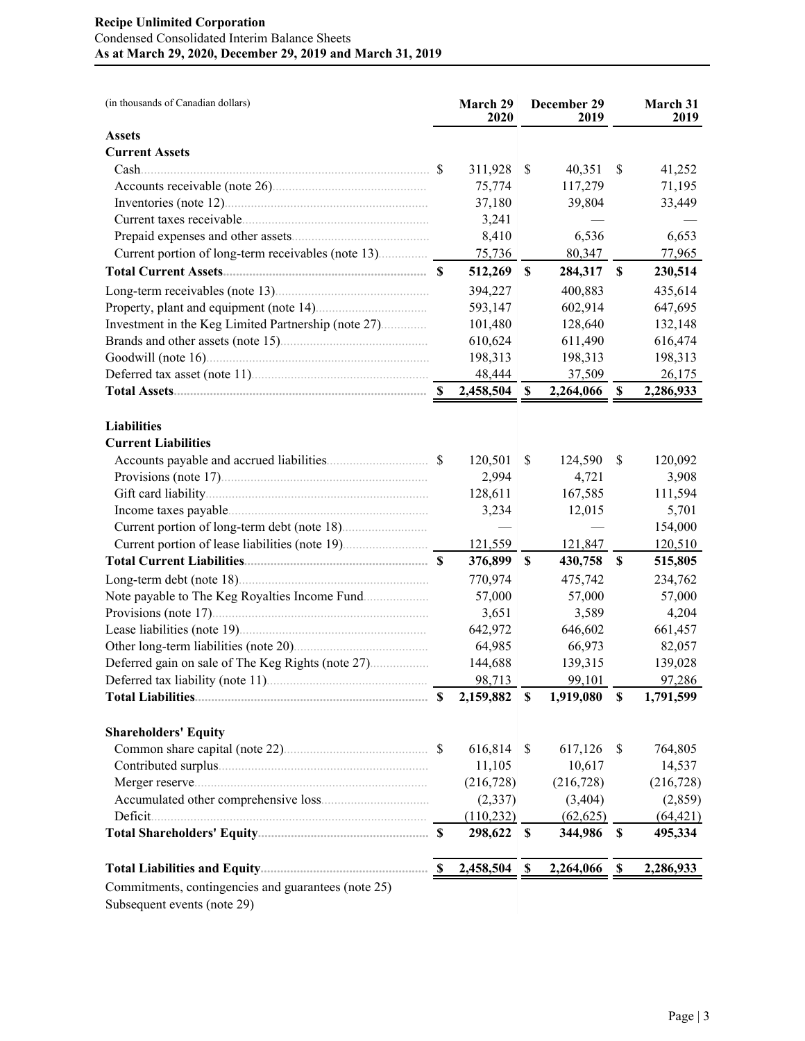**Recipe Unlimited Corporation**
Condensed Consolidated Interim Balance Sheets
**As at March 29, 2020, December 29, 2019 and March 31, 2019**

| (in thousands of Canadian dollars) | March 29 2020 | December 29 2019 | March 31 2019 |
|---|---|---|---|
| **Assets** | | | |
| **Current Assets** | | | |
| Cash | $ 311,928 | $ 40,351 | $ 41,252 |
| Accounts receivable (note 26) | 75,774 | 117,279 | 71,195 |
| Inventories (note 12) | 37,180 | 39,804 | 33,449 |
| Current taxes receivable | 3,241 | — | — |
| Prepaid expenses and other assets | 8,410 | 6,536 | 6,653 |
| Current portion of long-term receivables (note 13) | 75,736 | 80,347 | 77,965 |
| **Total Current Assets** | **$ 512,269** | **$ 284,317** | **$ 230,514** |
| Long-term receivables (note 13) | 394,227 | 400,883 | 435,614 |
| Property, plant and equipment (note 14) | 593,147 | 602,914 | 647,695 |
| Investment in the Keg Limited Partnership (note 27) | 101,480 | 128,640 | 132,148 |
| Brands and other assets (note 15) | 610,624 | 611,490 | 616,474 |
| Goodwill (note 16) | 198,313 | 198,313 | 198,313 |
| Deferred tax asset (note 11) | 48,444 | 37,509 | 26,175 |
| **Total Assets** | **$ 2,458,504** | **$ 2,264,066** | **$ 2,286,933** |
| **Liabilities** | | | |
| **Current Liabilities** | | | |
| Accounts payable and accrued liabilities | $ 120,501 | $ 124,590 | $ 120,092 |
| Provisions (note 17) | 2,994 | 4,721 | 3,908 |
| Gift card liability | 128,611 | 167,585 | 111,594 |
| Income taxes payable | 3,234 | 12,015 | 5,701 |
| Current portion of long-term debt (note 18) | — | — | 154,000 |
| Current portion of lease liabilities (note 19) | 121,559 | 121,847 | 120,510 |
| **Total Current Liabilities** | **$ 376,899** | **$ 430,758** | **$ 515,805** |
| Long-term debt (note 18) | 770,974 | 475,742 | 234,762 |
| Note payable to The Keg Royalties Income Fund | 57,000 | 57,000 | 57,000 |
| Provisions (note 17) | 3,651 | 3,589 | 4,204 |
| Lease liabilities (note 19) | 642,972 | 646,602 | 661,457 |
| Other long-term liabilities (note 20) | 64,985 | 66,973 | 82,057 |
| Deferred gain on sale of The Keg Rights (note 27) | 144,688 | 139,315 | 139,028 |
| Deferred tax liability (note 11) | 98,713 | 99,101 | 97,286 |
| **Total Liabilities** | **$ 2,159,882** | **$ 1,919,080** | **$ 1,791,599** |
| **Shareholders' Equity** | | | |
| Common share capital (note 22) | $ 616,814 | $ 617,126 | $ 764,805 |
| Contributed surplus | 11,105 | 10,617 | 14,537 |
| Merger reserve | (216,728) | (216,728) | (216,728) |
| Accumulated other comprehensive loss | (2,337) | (3,404) | (2,859) |
| Deficit | (110,232) | (62,625) | (64,421) |
| **Total Shareholders' Equity** | **$ 298,622** | **$ 344,986** | **$ 495,334** |
| **Total Liabilities and Equity** | **$ 2,458,504** | **$ 2,264,066** | **$ 2,286,933** |

Commitments, contingencies and guarantees (note 25)
Subsequent events (note 29)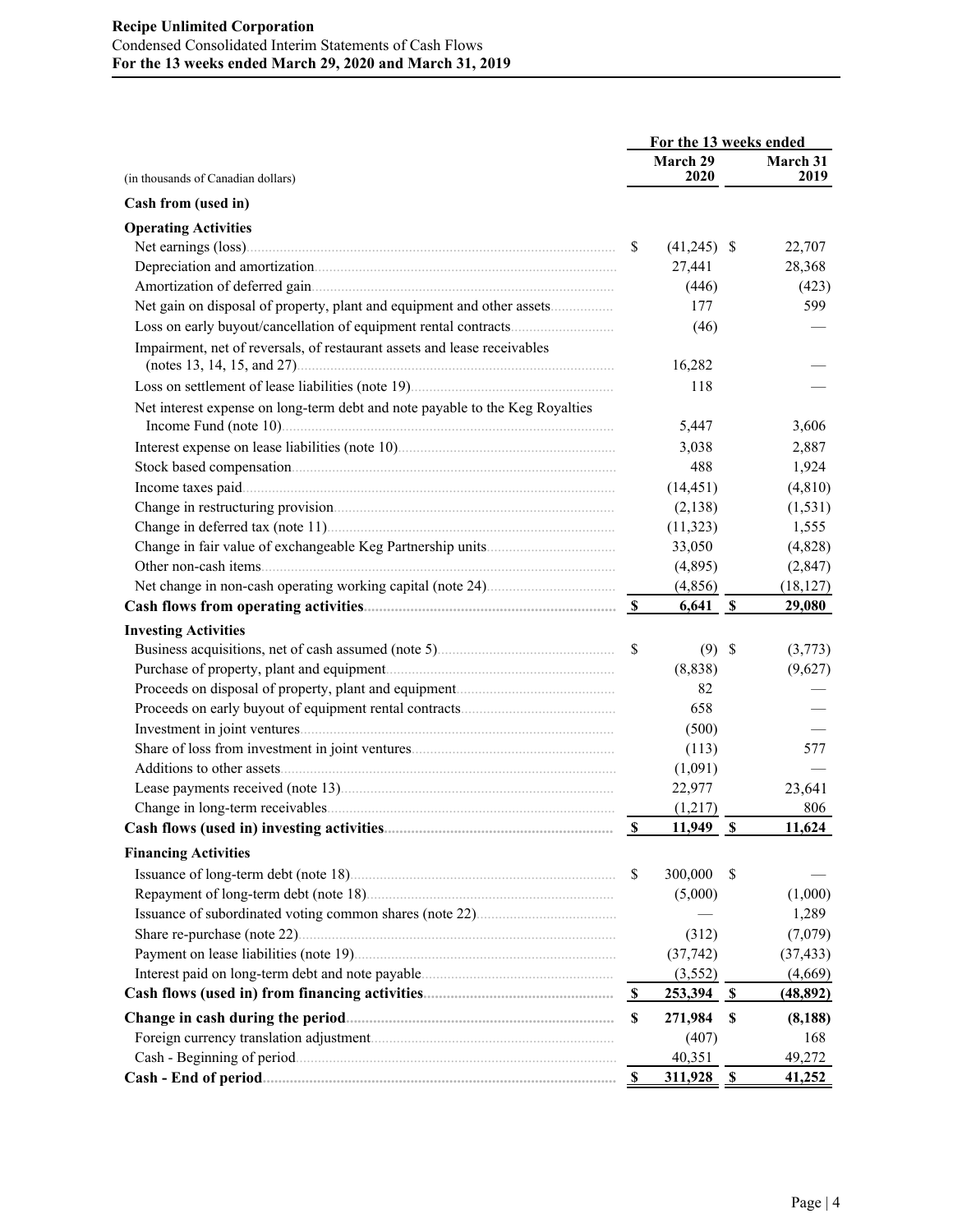**Recipe Unlimited Corporation**
Condensed Consolidated Interim Statements of Cash Flows
**For the 13 weeks ended March 29, 2020 and March 31, 2019**

| (in thousands of Canadian dollars) | For the 13 weeks ended March 29 2020 | March 31 2019 |
|---|---|---|
| **Cash from (used in)** | | |
| **Operating Activities** | | |
| Net earnings (loss) | $ (41,245) | $ 22,707 |
| Depreciation and amortization | 27,441 | 28,368 |
| Amortization of deferred gain | (446) | (423) |
| Net gain on disposal of property, plant and equipment and other assets | 177 | 599 |
| Loss on early buyout/cancellation of equipment rental contracts | (46) | — |
| Impairment, net of reversals, of restaurant assets and lease receivables (notes 13, 14, 15, and 27) | 16,282 | — |
| Loss on settlement of lease liabilities (note 19) | 118 | — |
| Net interest expense on long-term debt and note payable to the Keg Royalties Income Fund (note 10) | 5,447 | 3,606 |
| Interest expense on lease liabilities (note 10) | 3,038 | 2,887 |
| Stock based compensation | 488 | 1,924 |
| Income taxes paid | (14,451) | (4,810) |
| Change in restructuring provision | (2,138) | (1,531) |
| Change in deferred tax (note 11) | (11,323) | 1,555 |
| Change in fair value of exchangeable Keg Partnership units | 33,050 | (4,828) |
| Other non-cash items | (4,895) | (2,847) |
| Net change in non-cash operating working capital (note 24) | (4,856) | (18,127) |
| **Cash flows from operating activities** | **$ 6,641** | **$ 29,080** |
| **Investing Activities** | | |
| Business acquisitions, net of cash assumed (note 5) | $ (9) | $ (3,773) |
| Purchase of property, plant and equipment | (8,838) | (9,627) |
| Proceeds on disposal of property, plant and equipment | 82 | — |
| Proceeds on early buyout of equipment rental contracts | 658 | — |
| Investment in joint ventures | (500) | — |
| Share of loss from investment in joint ventures | (113) | 577 |
| Additions to other assets | (1,091) | — |
| Lease payments received (note 13) | 22,977 | 23,641 |
| Change in long-term receivables | (1,217) | 806 |
| **Cash flows (used in) investing activities** | **$ 11,949** | **$ 11,624** |
| **Financing Activities** | | |
| Issuance of long-term debt (note 18) | $ 300,000 | $ — |
| Repayment of long-term debt (note 18) | (5,000) | (1,000) |
| Issuance of subordinated voting common shares (note 22) | — | 1,289 |
| Share re-purchase (note 22) | (312) | (7,079) |
| Payment on lease liabilities (note 19) | (37,742) | (37,433) |
| Interest paid on long-term debt and note payable | (3,552) | (4,669) |
| **Cash flows (used in) from financing activities** | **$ 253,394** | **$ (48,892)** |
| **Change in cash during the period** | **$ 271,984** | **$ (8,188)** |
| Foreign currency translation adjustment | (407) | 168 |
| Cash - Beginning of period | 40,351 | 49,272 |
| **Cash - End of period** | **$ 311,928** | **$ 41,252** |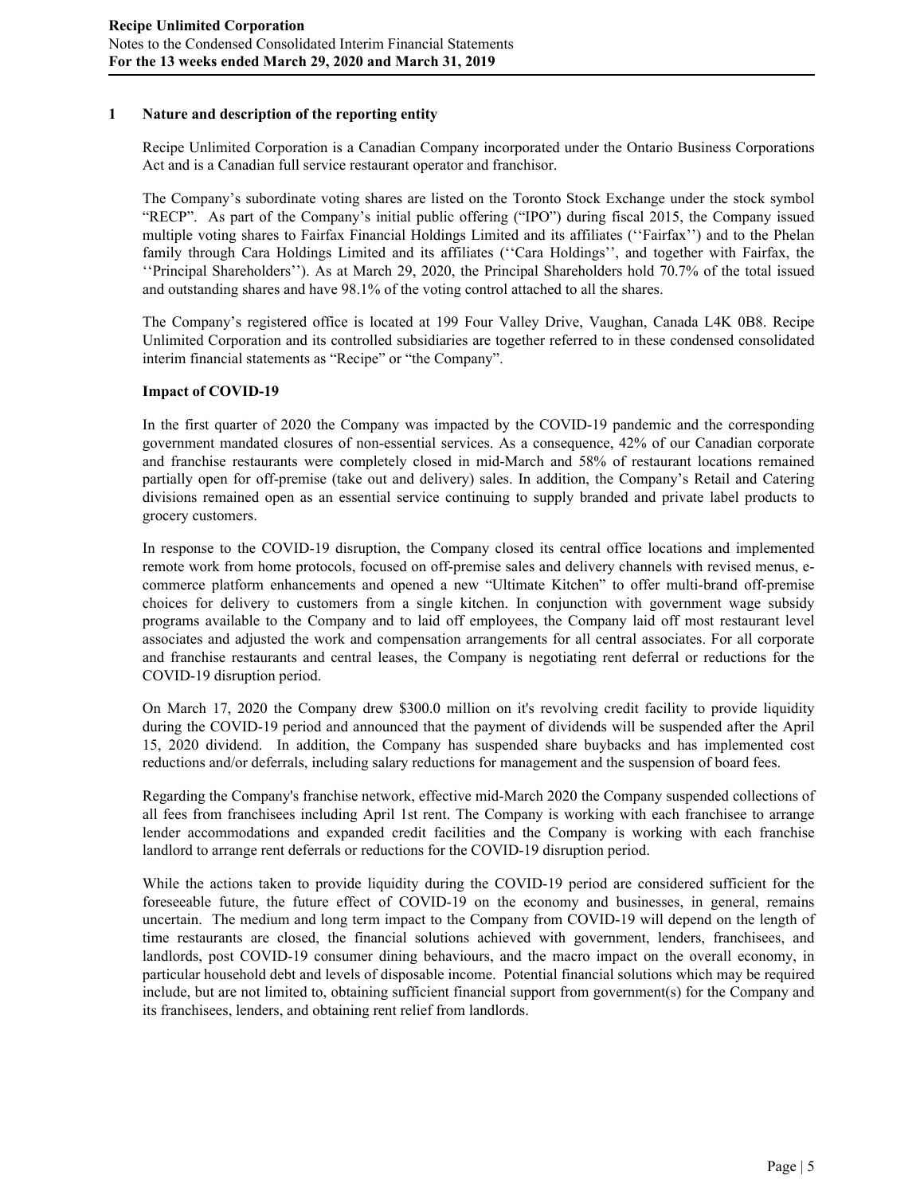## 1 Nature and description of the reporting entity

Recipe Unlimited Corporation is a Canadian Company incorporated under the Ontario Business Corporations Act and is a Canadian full service restaurant operator and franchisor.

The Company's subordinate voting shares are listed on the Toronto Stock Exchange under the stock symbol "RECP". As part of the Company's initial public offering ("IPO") during fiscal 2015, the Company issued multiple voting shares to Fairfax Financial Holdings Limited and its affiliates (''Fairfax'') and to the Phelan family through Cara Holdings Limited and its affiliates (''Cara Holdings'', and together with Fairfax, the ''Principal Shareholders''). As at March 29, 2020, the Principal Shareholders hold 70.7% of the total issued and outstanding shares and have 98.1% of the voting control attached to all the shares.

The Company's registered office is located at 199 Four Valley Drive, Vaughan, Canada L4K 0B8. Recipe Unlimited Corporation and its controlled subsidiaries are together referred to in these condensed consolidated interim financial statements as "Recipe" or "the Company".

### Impact of COVID-19

In the first quarter of 2020 the Company was impacted by the COVID-19 pandemic and the corresponding government mandated closures of non-essential services. As a consequence, 42% of our Canadian corporate and franchise restaurants were completely closed in mid-March and 58% of restaurant locations remained partially open for off-premise (take out and delivery) sales. In addition, the Company's Retail and Catering divisions remained open as an essential service continuing to supply branded and private label products to grocery customers.

In response to the COVID-19 disruption, the Company closed its central office locations and implemented remote work from home protocols, focused on off-premise sales and delivery channels with revised menus, e-commerce platform enhancements and opened a new "Ultimate Kitchen" to offer multi-brand off-premise choices for delivery to customers from a single kitchen. In conjunction with government wage subsidy programs available to the Company and to laid off employees, the Company laid off most restaurant level associates and adjusted the work and compensation arrangements for all central associates. For all corporate and franchise restaurants and central leases, the Company is negotiating rent deferral or reductions for the COVID-19 disruption period.

On March 17, 2020 the Company drew $300.0 million on it's revolving credit facility to provide liquidity during the COVID-19 period and announced that the payment of dividends will be suspended after the April 15, 2020 dividend. In addition, the Company has suspended share buybacks and has implemented cost reductions and/or deferrals, including salary reductions for management and the suspension of board fees.

Regarding the Company's franchise network, effective mid-March 2020 the Company suspended collections of all fees from franchisees including April 1st rent. The Company is working with each franchisee to arrange lender accommodations and expanded credit facilities and the Company is working with each franchise landlord to arrange rent deferrals or reductions for the COVID-19 disruption period.

While the actions taken to provide liquidity during the COVID-19 period are considered sufficient for the foreseeable future, the future effect of COVID-19 on the economy and businesses, in general, remains uncertain. The medium and long term impact to the Company from COVID-19 will depend on the length of time restaurants are closed, the financial solutions achieved with government, lenders, franchisees, and landlords, post COVID-19 consumer dining behaviours, and the macro impact on the overall economy, in particular household debt and levels of disposable income. Potential financial solutions which may be required include, but are not limited to, obtaining sufficient financial support from government(s) for the Company and its franchisees, lenders, and obtaining rent relief from landlords.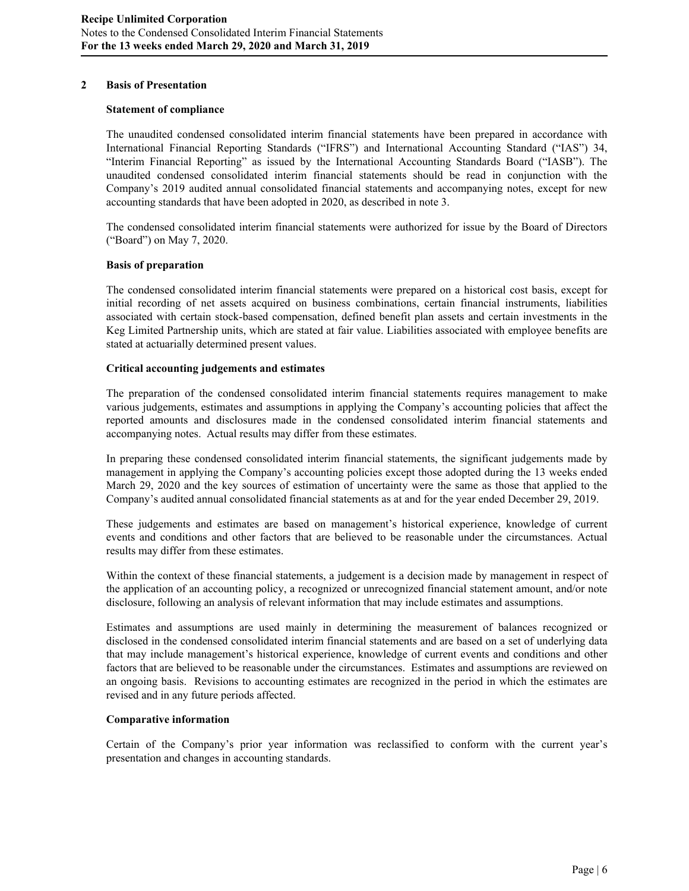## 2 Basis of Presentation

### Statement of compliance

The unaudited condensed consolidated interim financial statements have been prepared in accordance with International Financial Reporting Standards ("IFRS") and International Accounting Standard ("IAS") 34, "Interim Financial Reporting" as issued by the International Accounting Standards Board ("IASB"). The unaudited condensed consolidated interim financial statements should be read in conjunction with the Company's 2019 audited annual consolidated financial statements and accompanying notes, except for new accounting standards that have been adopted in 2020, as described in note 3.

The condensed consolidated interim financial statements were authorized for issue by the Board of Directors ("Board") on May 7, 2020.

### Basis of preparation

The condensed consolidated interim financial statements were prepared on a historical cost basis, except for initial recording of net assets acquired on business combinations, certain financial instruments, liabilities associated with certain stock-based compensation, defined benefit plan assets and certain investments in the Keg Limited Partnership units, which are stated at fair value. Liabilities associated with employee benefits are stated at actuarially determined present values.

### Critical accounting judgements and estimates

The preparation of the condensed consolidated interim financial statements requires management to make various judgements, estimates and assumptions in applying the Company's accounting policies that affect the reported amounts and disclosures made in the condensed consolidated interim financial statements and accompanying notes. Actual results may differ from these estimates.

In preparing these condensed consolidated interim financial statements, the significant judgements made by management in applying the Company's accounting policies except those adopted during the 13 weeks ended March 29, 2020 and the key sources of estimation of uncertainty were the same as those that applied to the Company's audited annual consolidated financial statements as at and for the year ended December 29, 2019.

These judgements and estimates are based on management's historical experience, knowledge of current events and conditions and other factors that are believed to be reasonable under the circumstances. Actual results may differ from these estimates.

Within the context of these financial statements, a judgement is a decision made by management in respect of the application of an accounting policy, a recognized or unrecognized financial statement amount, and/or note disclosure, following an analysis of relevant information that may include estimates and assumptions.

Estimates and assumptions are used mainly in determining the measurement of balances recognized or disclosed in the condensed consolidated interim financial statements and are based on a set of underlying data that may include management's historical experience, knowledge of current events and conditions and other factors that are believed to be reasonable under the circumstances. Estimates and assumptions are reviewed on an ongoing basis. Revisions to accounting estimates are recognized in the period in which the estimates are revised and in any future periods affected.

### Comparative information

Certain of the Company's prior year information was reclassified to conform with the current year's presentation and changes in accounting standards.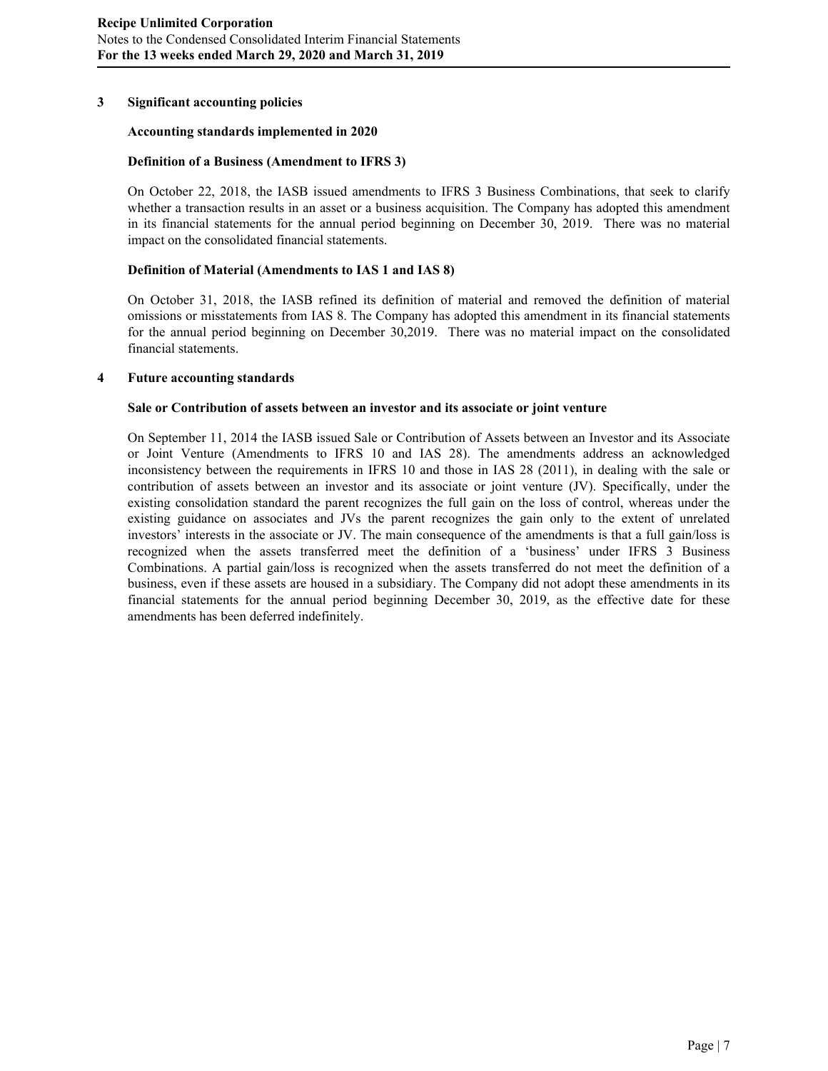## 3 Significant accounting policies

### Accounting standards implemented in 2020

### Definition of a Business (Amendment to IFRS 3)

On October 22, 2018, the IASB issued amendments to IFRS 3 Business Combinations, that seek to clarify whether a transaction results in an asset or a business acquisition. The Company has adopted this amendment in its financial statements for the annual period beginning on December 30, 2019. There was no material impact on the consolidated financial statements.

### Definition of Material (Amendments to IAS 1 and IAS 8)

On October 31, 2018, the IASB refined its definition of material and removed the definition of material omissions or misstatements from IAS 8. The Company has adopted this amendment in its financial statements for the annual period beginning on December 30,2019. There was no material impact on the consolidated financial statements.

## 4 Future accounting standards

### Sale or Contribution of assets between an investor and its associate or joint venture

On September 11, 2014 the IASB issued Sale or Contribution of Assets between an Investor and its Associate or Joint Venture (Amendments to IFRS 10 and IAS 28). The amendments address an acknowledged inconsistency between the requirements in IFRS 10 and those in IAS 28 (2011), in dealing with the sale or contribution of assets between an investor and its associate or joint venture (JV). Specifically, under the existing consolidation standard the parent recognizes the full gain on the loss of control, whereas under the existing guidance on associates and JVs the parent recognizes the gain only to the extent of unrelated investors' interests in the associate or JV. The main consequence of the amendments is that a full gain/loss is recognized when the assets transferred meet the definition of a 'business' under IFRS 3 Business Combinations. A partial gain/loss is recognized when the assets transferred do not meet the definition of a business, even if these assets are housed in a subsidiary. The Company did not adopt these amendments in its financial statements for the annual period beginning December 30, 2019, as the effective date for these amendments has been deferred indefinitely.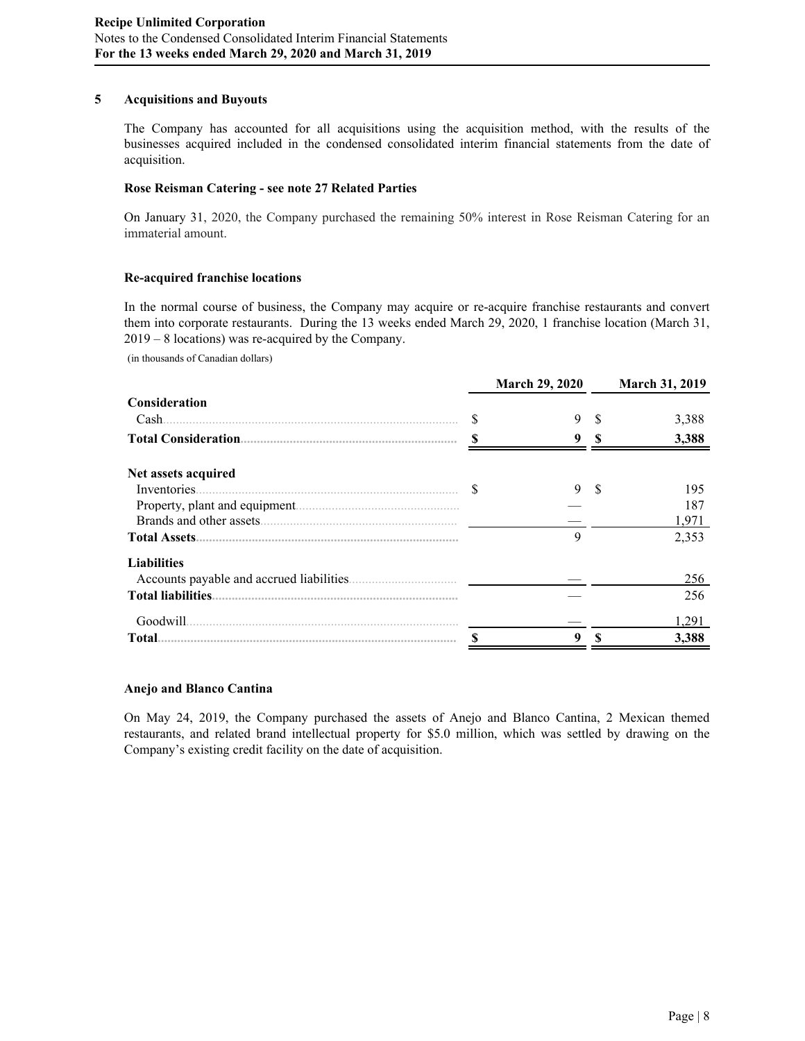## 5 Acquisitions and Buyouts

The Company has accounted for all acquisitions using the acquisition method, with the results of the businesses acquired included in the condensed consolidated interim financial statements from the date of acquisition.

**Rose Reisman Catering - see note 27 Related Parties**

On January 31, 2020, the Company purchased the remaining 50% interest in Rose Reisman Catering for an immaterial amount.

**Re-acquired franchise locations**

In the normal course of business, the Company may acquire or re-acquire franchise restaurants and convert them into corporate restaurants. During the 13 weeks ended March 29, 2020, 1 franchise location (March 31, 2019 – 8 locations) was re-acquired by the Company.

(in thousands of Canadian dollars)

| | March 29, 2020 | March 31, 2019 |
|---|---|---|
| **Consideration** | | |
| Cash | $ 9 | $ 3,388 |
| **Total Consideration** | **$ 9** | **$ 3,388** |
| | | |
| **Net assets acquired** | | |
| Inventories | $ 9 | $ 195 |
| Property, plant and equipment | — | 187 |
| Brands and other assets | — | 1,971 |
| **Total Assets** | 9 | 2,353 |
| **Liabilities** | | |
| Accounts payable and accrued liabilities | — | 256 |
| **Total liabilities** | — | 256 |
| Goodwill | — | 1,291 |
| **Total** | **$ 9** | **$ 3,388** |

**Anejo and Blanco Cantina**

On May 24, 2019, the Company purchased the assets of Anejo and Blanco Cantina, 2 Mexican themed restaurants, and related brand intellectual property for $5.0 million, which was settled by drawing on the Company's existing credit facility on the date of acquisition.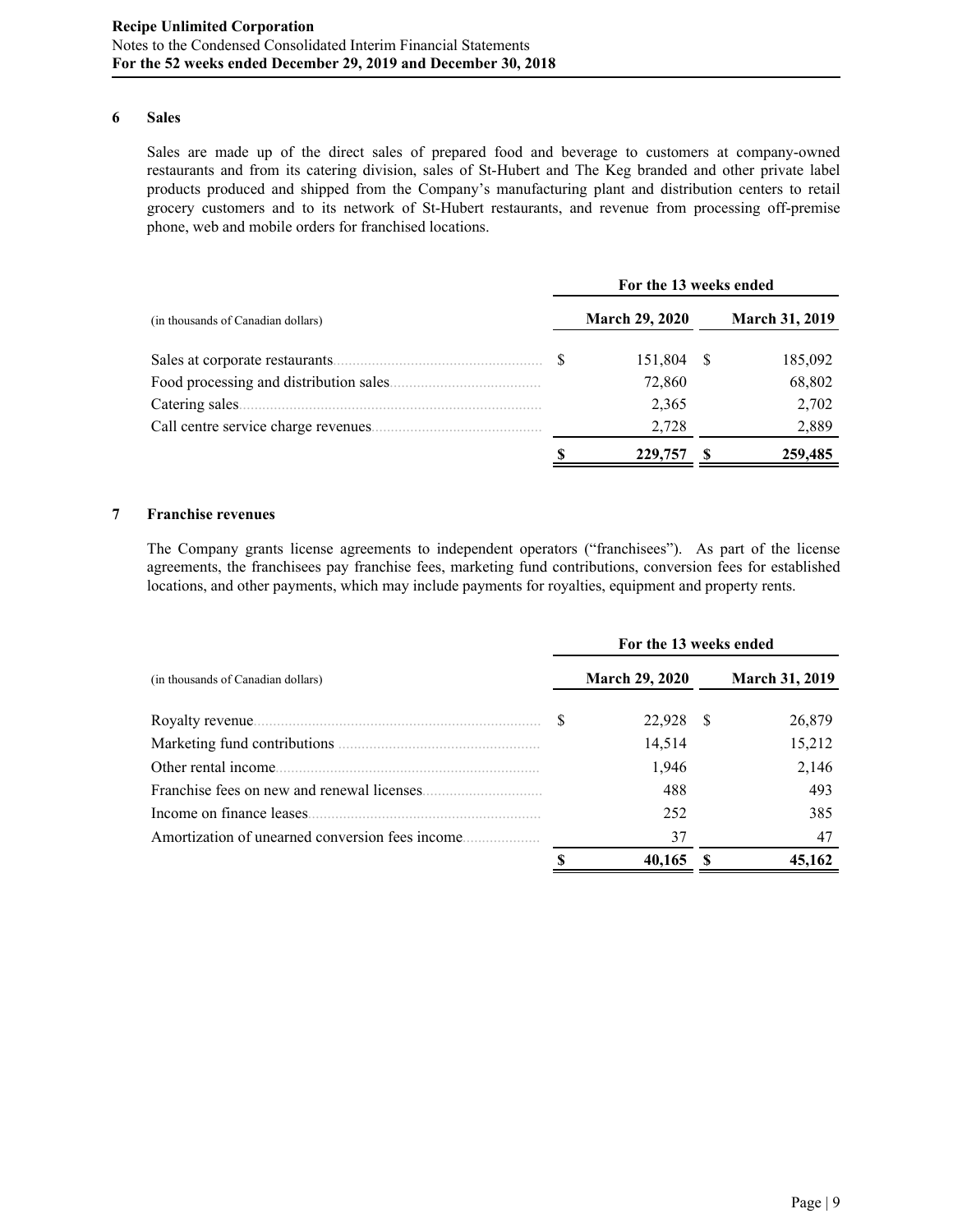## 6 Sales

Sales are made up of the direct sales of prepared food and beverage to customers at company-owned restaurants and from its catering division, sales of St-Hubert and The Keg branded and other private label products produced and shipped from the Company's manufacturing plant and distribution centers to retail grocery customers and to its network of St-Hubert restaurants, and revenue from processing off-premise phone, web and mobile orders for franchised locations.

| | For the 13 weeks ended | |
|---|---|---|
| (in thousands of Canadian dollars) | March 29, 2020 | March 31, 2019 |
| Sales at corporate restaurants | $ 151,804 | $ 185,092 |
| Food processing and distribution sales | 72,860 | 68,802 |
| Catering sales | 2,365 | 2,702 |
| Call centre service charge revenues | 2,728 | 2,889 |
| | **$ 229,757** | **$ 259,485** |

## 7 Franchise revenues

The Company grants license agreements to independent operators ("franchisees"). As part of the license agreements, the franchisees pay franchise fees, marketing fund contributions, conversion fees for established locations, and other payments, which may include payments for royalties, equipment and property rents.

| | For the 13 weeks ended | |
|---|---|---|
| (in thousands of Canadian dollars) | March 29, 2020 | March 31, 2019 |
| Royalty revenue | $ 22,928 | $ 26,879 |
| Marketing fund contributions | 14,514 | 15,212 |
| Other rental income | 1,946 | 2,146 |
| Franchise fees on new and renewal licenses | 488 | 493 |
| Income on finance leases | 252 | 385 |
| Amortization of unearned conversion fees income | 37 | 47 |
| | **$ 40,165** | **$ 45,162** |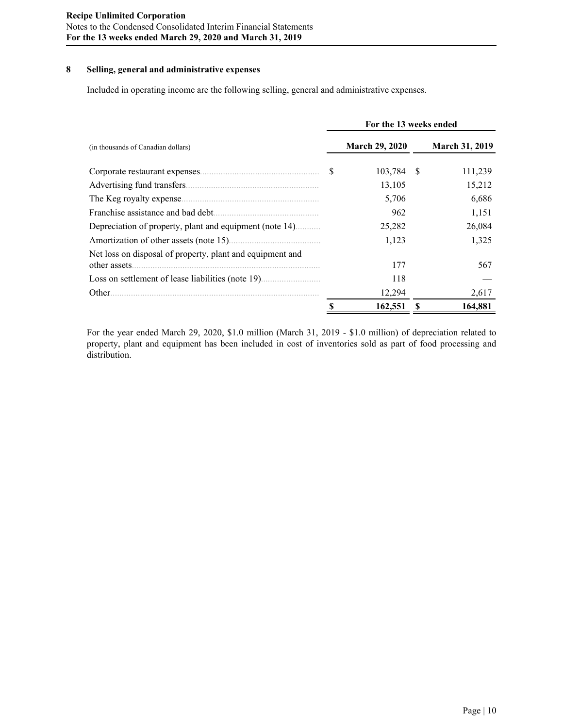## 8 Selling, general and administrative expenses

Included in operating income are the following selling, general and administrative expenses.

| (in thousands of Canadian dollars) | For the 13 weeks ended March 29, 2020 | March 31, 2019 |
|---|---|---|
| Corporate restaurant expenses | $ 103,784 | $ 111,239 |
| Advertising fund transfers | 13,105 | 15,212 |
| The Keg royalty expense | 5,706 | 6,686 |
| Franchise assistance and bad debt | 962 | 1,151 |
| Depreciation of property, plant and equipment (note 14) | 25,282 | 26,084 |
| Amortization of other assets (note 15) | 1,123 | 1,325 |
| Net loss on disposal of property, plant and equipment and other assets | 177 | 567 |
| Loss on settlement of lease liabilities (note 19) | 118 | — |
| Other | 12,294 | 2,617 |
| | **$ 162,551** | **$ 164,881** |

For the year ended March 29, 2020, $1.0 million (March 31, 2019 - $1.0 million) of depreciation related to property, plant and equipment has been included in cost of inventories sold as part of food processing and distribution.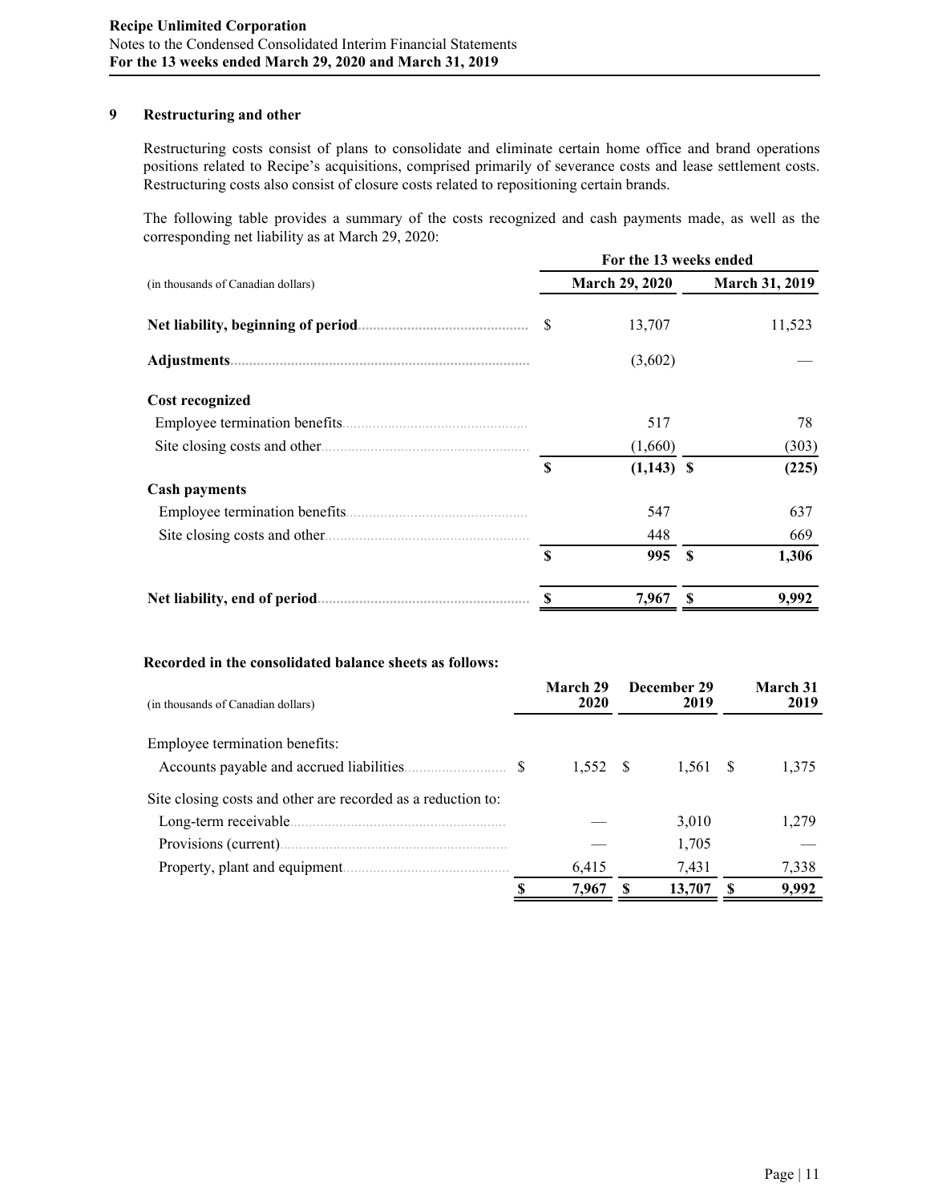## 9 Restructuring and other

Restructuring costs consist of plans to consolidate and eliminate certain home office and brand operations positions related to Recipe's acquisitions, comprised primarily of severance costs and lease settlement costs. Restructuring costs also consist of closure costs related to repositioning certain brands.

The following table provides a summary of the costs recognized and cash payments made, as well as the corresponding net liability as at March 29, 2020:

| (in thousands of Canadian dollars) | For the 13 weeks ended March 29, 2020 | For the 13 weeks ended March 31, 2019 |
|---|---|---|
| **Net liability, beginning of period** | $ 13,707 | 11,523 |
| **Adjustments** | (3,602) | — |
| **Cost recognized** | | |
| Employee termination benefits | 517 | 78 |
| Site closing costs and other | (1,660) | (303) |
| | **$ (1,143)** | **$ (225)** |
| **Cash payments** | | |
| Employee termination benefits | 547 | 637 |
| Site closing costs and other | 448 | 669 |
| | **$ 995** | **$ 1,306** |
| **Net liability, end of period** | **$ 7,967** | **$ 9,992** |

**Recorded in the consolidated balance sheets as follows:**

| (in thousands of Canadian dollars) | March 29 2020 | December 29 2019 | March 31 2019 |
|---|---|---|---|
| Employee termination benefits: | | | |
| Accounts payable and accrued liabilities | $ 1,552 | $ 1,561 | $ 1,375 |
| Site closing costs and other are recorded as a reduction to: | | | |
| Long-term receivable | — | 3,010 | 1,279 |
| Provisions (current) | — | 1,705 | — |
| Property, plant and equipment | 6,415 | 7,431 | 7,338 |
| | **$ 7,967** | **$ 13,707** | **$ 9,992** |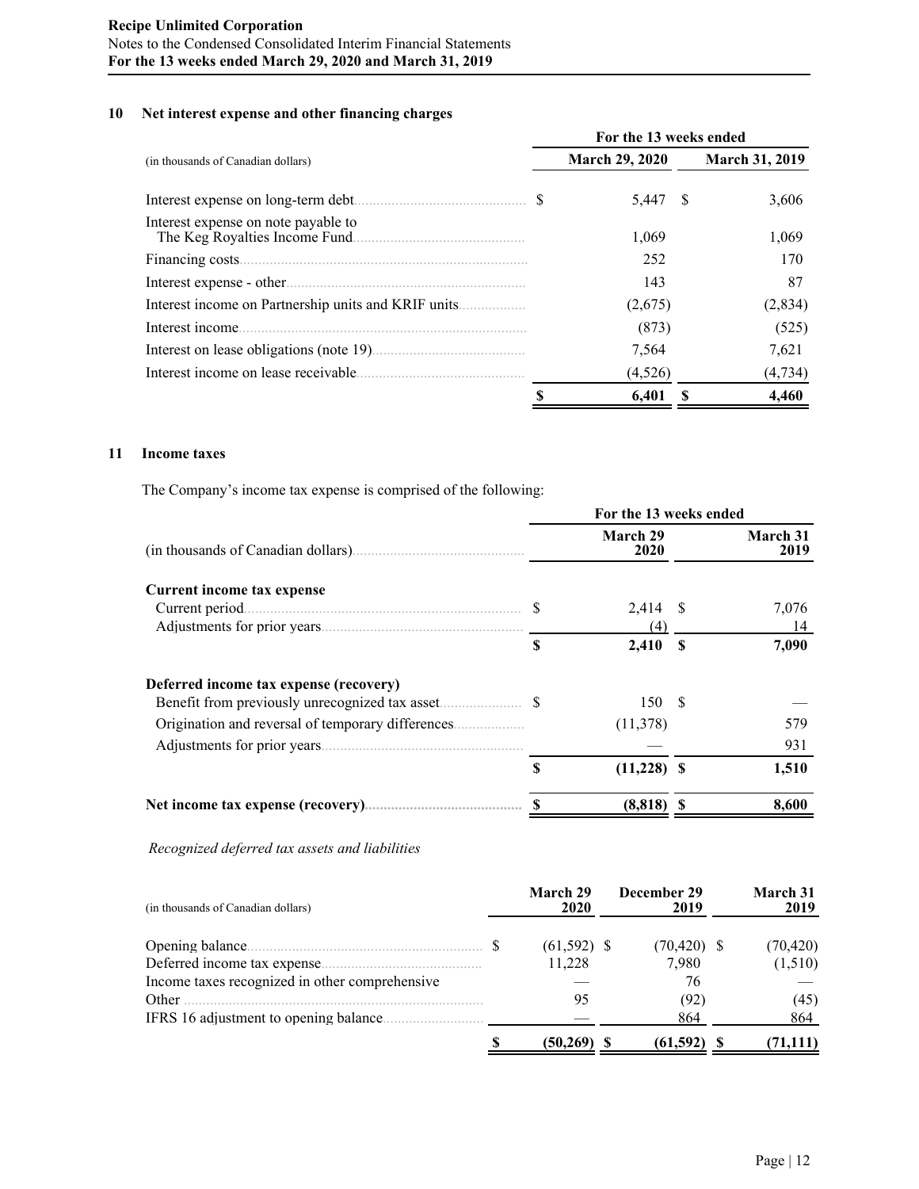## 10 Net interest expense and other financing charges

| (in thousands of Canadian dollars) | For the 13 weeks ended March 29, 2020 | March 31, 2019 |
|---|---|---|
| Interest expense on long-term debt | $ 5,447 | $ 3,606 |
| Interest expense on note payable to The Keg Royalties Income Fund | 1,069 | 1,069 |
| Financing costs | 252 | 170 |
| Interest expense - other | 143 | 87 |
| Interest income on Partnership units and KRIF units | (2,675) | (2,834) |
| Interest income | (873) | (525) |
| Interest on lease obligations (note 19) | 7,564 | 7,621 |
| Interest income on lease receivable | (4,526) | (4,734) |
| | **$ 6,401** | **$ 4,460** |

## 11 Income taxes

The Company's income tax expense is comprised of the following:

| (in thousands of Canadian dollars) | For the 13 weeks ended March 29 2020 | March 31 2019 |
|---|---|---|
| **Current income tax expense** | | |
| Current period | $ 2,414 | $ 7,076 |
| Adjustments for prior years | (4) | 14 |
| | **$ 2,410** | **$ 7,090** |
| **Deferred income tax expense (recovery)** | | |
| Benefit from previously unrecognized tax asset | $ 150 | $ — |
| Origination and reversal of temporary differences | (11,378) | 579 |
| Adjustments for prior years | — | 931 |
| | **$ (11,228)** | **$ 1,510** |
| **Net income tax expense (recovery)** | **$ (8,818)** | **$ 8,600** |

*Recognized deferred tax assets and liabilities*

| (in thousands of Canadian dollars) | March 29 2020 | December 29 2019 | March 31 2019 |
|---|---|---|---|
| Opening balance | $ (61,592) | $ (70,420) | $ (70,420) |
| Deferred income tax expense | 11,228 | 7,980 | (1,510) |
| Income taxes recognized in other comprehensive | — | 76 | — |
| Other | 95 | (92) | (45) |
| IFRS 16 adjustment to opening balance | — | 864 | 864 |
| | **$ (50,269)** | **$ (61,592)** | **$ (71,111)** |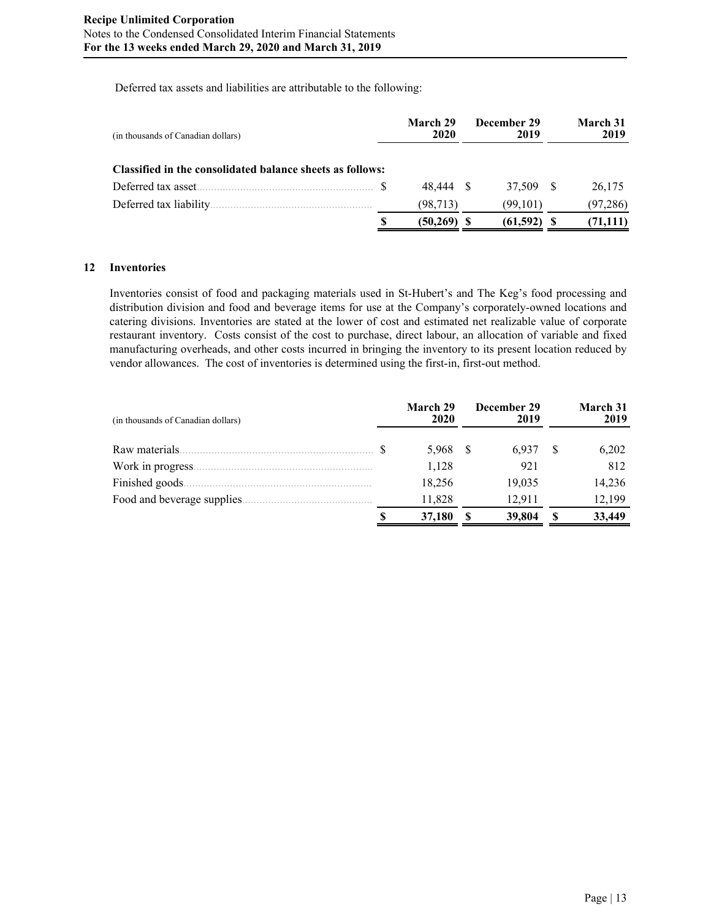Deferred tax assets and liabilities are attributable to the following:

| (in thousands of Canadian dollars) | March 29 2020 | December 29 2019 | March 31 2019 |
|---|---|---|---|
| **Classified in the consolidated balance sheets as follows:** | | | |
| Deferred tax asset | $ 48,444 | $ 37,509 | $ 26,175 |
| Deferred tax liability | (98,713) | (99,101) | (97,286) |
| | **$ (50,269)** | **$ (61,592)** | **$ (71,111)** |

## 12 Inventories

Inventories consist of food and packaging materials used in St-Hubert's and The Keg's food processing and distribution division and food and beverage items for use at the Company's corporately-owned locations and catering divisions. Inventories are stated at the lower of cost and estimated net realizable value of corporate restaurant inventory. Costs consist of the cost to purchase, direct labour, an allocation of variable and fixed manufacturing overheads, and other costs incurred in bringing the inventory to its present location reduced by vendor allowances. The cost of inventories is determined using the first-in, first-out method.

| (in thousands of Canadian dollars) | March 29 2020 | December 29 2019 | March 31 2019 |
|---|---|---|---|
| Raw materials | $ 5,968 | $ 6,937 | $ 6,202 |
| Work in progress | 1,128 | 921 | 812 |
| Finished goods | 18,256 | 19,035 | 14,236 |
| Food and beverage supplies | 11,828 | 12,911 | 12,199 |
| | **$ 37,180** | **$ 39,804** | **$ 33,449** |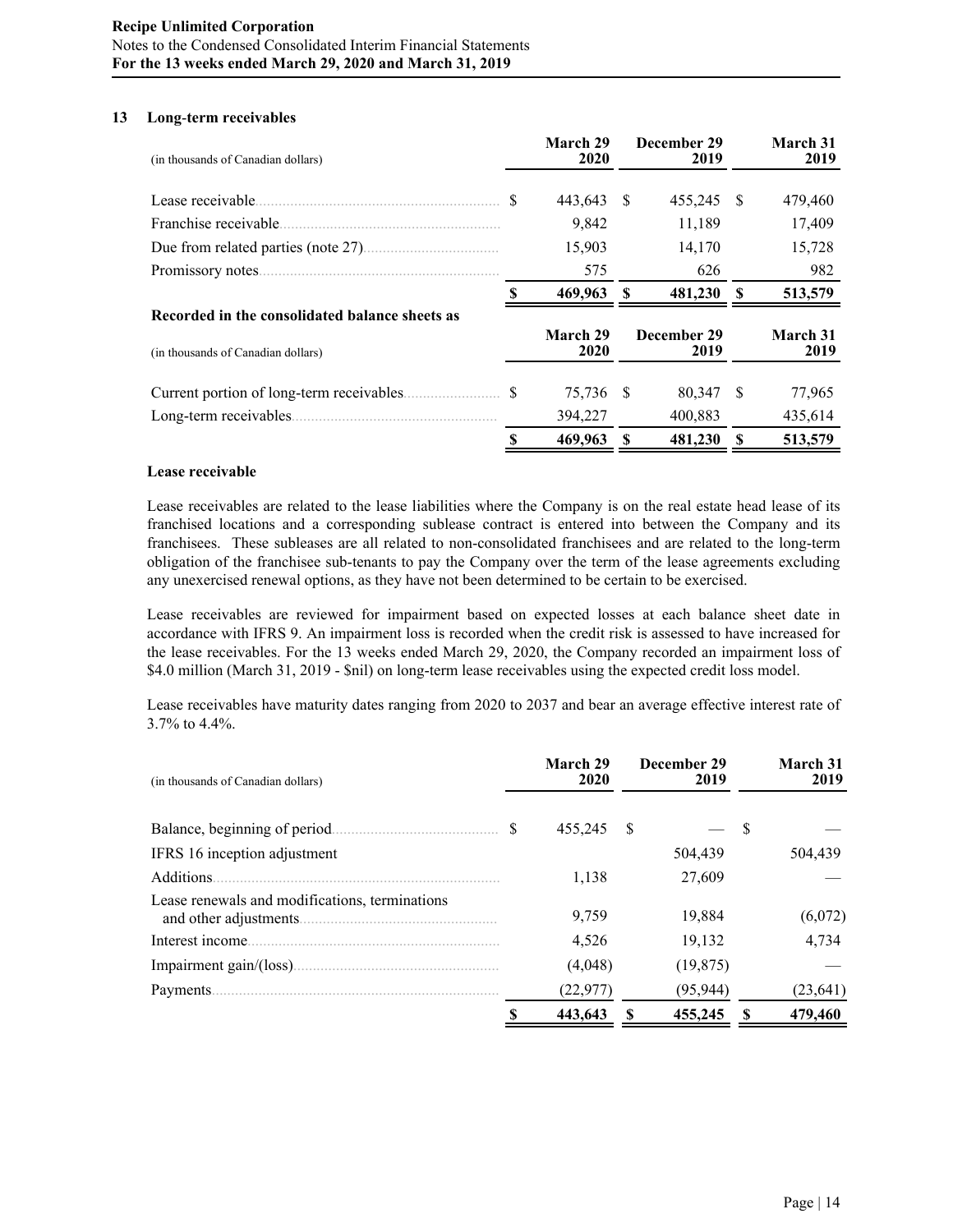## 13 Long-term receivables

| (in thousands of Canadian dollars) | March 29 2020 | December 29 2019 | March 31 2019 |
|---|---|---|---|
| Lease receivable | $ 443,643 | $ 455,245 | $ 479,460 |
| Franchise receivable | 9,842 | 11,189 | 17,409 |
| Due from related parties (note 27) | 15,903 | 14,170 | 15,728 |
| Promissory notes | 575 | 626 | 982 |
| | **$ 469,963** | **$ 481,230** | **$ 513,579** |

**Recorded in the consolidated balance sheets as**

| (in thousands of Canadian dollars) | March 29 2020 | December 29 2019 | March 31 2019 |
|---|---|---|---|
| Current portion of long-term receivables | $ 75,736 | $ 80,347 | $ 77,965 |
| Long-term receivables | 394,227 | 400,883 | 435,614 |
| | **$ 469,963** | **$ 481,230** | **$ 513,579** |

### Lease receivable

Lease receivables are related to the lease liabilities where the Company is on the real estate head lease of its franchised locations and a corresponding sublease contract is entered into between the Company and its franchisees. These subleases are all related to non-consolidated franchisees and are related to the long-term obligation of the franchisee sub-tenants to pay the Company over the term of the lease agreements excluding any unexercised renewal options, as they have not been determined to be certain to be exercised.

Lease receivables are reviewed for impairment based on expected losses at each balance sheet date in accordance with IFRS 9. An impairment loss is recorded when the credit risk is assessed to have increased for the lease receivables. For the 13 weeks ended March 29, 2020, the Company recorded an impairment loss of $4.0 million (March 31, 2019 - $nil) on long-term lease receivables using the expected credit loss model.

Lease receivables have maturity dates ranging from 2020 to 2037 and bear an average effective interest rate of 3.7% to 4.4%.

| (in thousands of Canadian dollars) | March 29 2020 | December 29 2019 | March 31 2019 |
|---|---|---|---|
| Balance, beginning of period | $ 455,245 | $ — | $ — |
| IFRS 16 inception adjustment | | 504,439 | 504,439 |
| Additions | 1,138 | 27,609 | — |
| Lease renewals and modifications, terminations and other adjustments | 9,759 | 19,884 | (6,072) |
| Interest income | 4,526 | 19,132 | 4,734 |
| Impairment gain/(loss) | (4,048) | (19,875) | — |
| Payments | (22,977) | (95,944) | (23,641) |
| | **$ 443,643** | **$ 455,245** | **$ 479,460** |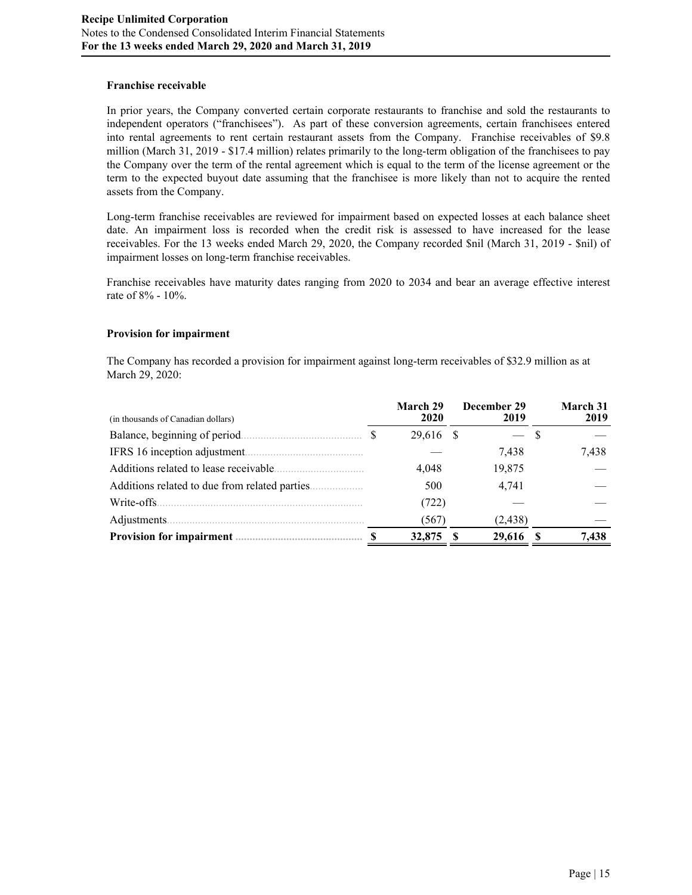**Franchise receivable**

In prior years, the Company converted certain corporate restaurants to franchise and sold the restaurants to independent operators ("franchisees"). As part of these conversion agreements, certain franchisees entered into rental agreements to rent certain restaurant assets from the Company. Franchise receivables of $9.8 million (March 31, 2019 - $17.4 million) relates primarily to the long-term obligation of the franchisees to pay the Company over the term of the rental agreement which is equal to the term of the license agreement or the term to the expected buyout date assuming that the franchisee is more likely than not to acquire the rented assets from the Company.

Long-term franchise receivables are reviewed for impairment based on expected losses at each balance sheet date. An impairment loss is recorded when the credit risk is assessed to have increased for the lease receivables. For the 13 weeks ended March 29, 2020, the Company recorded $nil (March 31, 2019 - $nil) of impairment losses on long-term franchise receivables.

Franchise receivables have maturity dates ranging from 2020 to 2034 and bear an average effective interest rate of 8% - 10%.

**Provision for impairment**

The Company has recorded a provision for impairment against long-term receivables of $32.9 million as at March 29, 2020:

| (in thousands of Canadian dollars) | March 29 2020 | December 29 2019 | March 31 2019 |
|---|---|---|---|
| Balance, beginning of period | $ 29,616 | $ — | $ — |
| IFRS 16 inception adjustment | — | 7,438 | 7,438 |
| Additions related to lease receivable | 4,048 | 19,875 | — |
| Additions related to due from related parties | 500 | 4,741 | — |
| Write-offs | (722) | — | — |
| Adjustments | (567) | (2,438) | — |
| **Provision for impairment** | **$ 32,875** | **$ 29,616** | **$ 7,438** |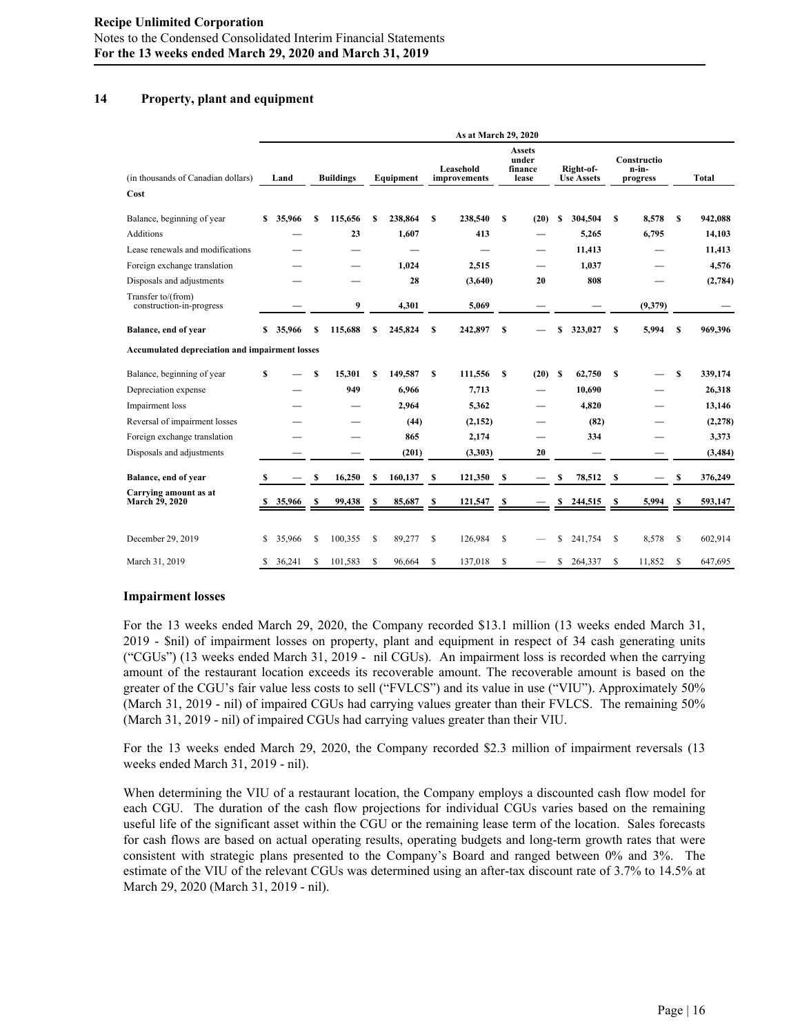## 14 Property, plant and equipment

| (in thousands of Canadian dollars) | Land | Buildings | Equipment | Leasehold improvements | Assets under finance lease | Right-of-Use Assets | Construction-in-progress | Total |
|---|---|---|---|---|---|---|---|---|
| | As at March 29, 2020 | | | | | | | |
| **Cost** | | | | | | | | |
| Balance, beginning of year | $ 35,966 | $ 115,656 | $ 238,864 | $ 238,540 | $ (20) | $ 304,504 | $ 8,578 | $ 942,088 |
| Additions | — | 23 | 1,607 | 413 | — | 5,265 | 6,795 | 14,103 |
| Lease renewals and modifications | — | — | — | — | — | 11,413 | — | 11,413 |
| Foreign exchange translation | — | — | 1,024 | 2,515 | — | 1,037 | — | 4,576 |
| Disposals and adjustments | — | — | 28 | (3,640) | 20 | 808 | — | (2,784) |
| Transfer to/(from) construction-in-progress | — | 9 | 4,301 | 5,069 | — | — | (9,379) | — |
| **Balance, end of year** | **$ 35,966** | **$ 115,688** | **$ 245,824** | **$ 242,897** | **$ —** | **$ 323,027** | **$ 5,994** | **$ 969,396** |
| **Accumulated depreciation and impairment losses** | | | | | | | | |
| Balance, beginning of year | $ — | $ 15,301 | $ 149,587 | $ 111,556 | $ (20) | $ 62,750 | $ — | $ 339,174 |
| Depreciation expense | — | 949 | 6,966 | 7,713 | — | 10,690 | — | 26,318 |
| Impairment loss | — | — | 2,964 | 5,362 | — | 4,820 | — | 13,146 |
| Reversal of impairment losses | — | — | (44) | (2,152) | — | (82) | — | (2,278) |
| Foreign exchange translation | — | — | 865 | 2,174 | — | 334 | — | 3,373 |
| Disposals and adjustments | — | — | (201) | (3,303) | 20 | — | — | (3,484) |
| **Balance, end of year** | **$ —** | **$ 16,250** | **$ 160,137** | **$ 121,350** | **$ —** | **$ 78,512** | **$ —** | **$ 376,249** |
| **Carrying amount as at March 29, 2020** | **$ 35,966** | **$ 99,438** | **$ 85,687** | **$ 121,547** | **$ —** | **$ 244,515** | **$ 5,994** | **$ 593,147** |
| December 29, 2019 | $ 35,966 | $ 100,355 | $ 89,277 | $ 126,984 | $ — | $ 241,754 | $ 8,578 | $ 602,914 |
| March 31, 2019 | $ 36,241 | $ 101,583 | $ 96,664 | $ 137,018 | $ — | $ 264,337 | $ 11,852 | $ 647,695 |

### Impairment losses

For the 13 weeks ended March 29, 2020, the Company recorded $13.1 million (13 weeks ended March 31, 2019 - $nil) of impairment losses on property, plant and equipment in respect of 34 cash generating units ("CGUs") (13 weeks ended March 31, 2019 - nil CGUs). An impairment loss is recorded when the carrying amount of the restaurant location exceeds its recoverable amount. The recoverable amount is based on the greater of the CGU's fair value less costs to sell ("FVLCS") and its value in use ("VIU"). Approximately 50% (March 31, 2019 - nil) of impaired CGUs had carrying values greater than their FVLCS. The remaining 50% (March 31, 2019 - nil) of impaired CGUs had carrying values greater than their VIU.

For the 13 weeks ended March 29, 2020, the Company recorded $2.3 million of impairment reversals (13 weeks ended March 31, 2019 - nil).

When determining the VIU of a restaurant location, the Company employs a discounted cash flow model for each CGU. The duration of the cash flow projections for individual CGUs varies based on the remaining useful life of the significant asset within the CGU or the remaining lease term of the location. Sales forecasts for cash flows are based on actual operating results, operating budgets and long-term growth rates that were consistent with strategic plans presented to the Company's Board and ranged between 0% and 3%. The estimate of the VIU of the relevant CGUs was determined using an after-tax discount rate of 3.7% to 14.5% at March 29, 2020 (March 31, 2019 - nil).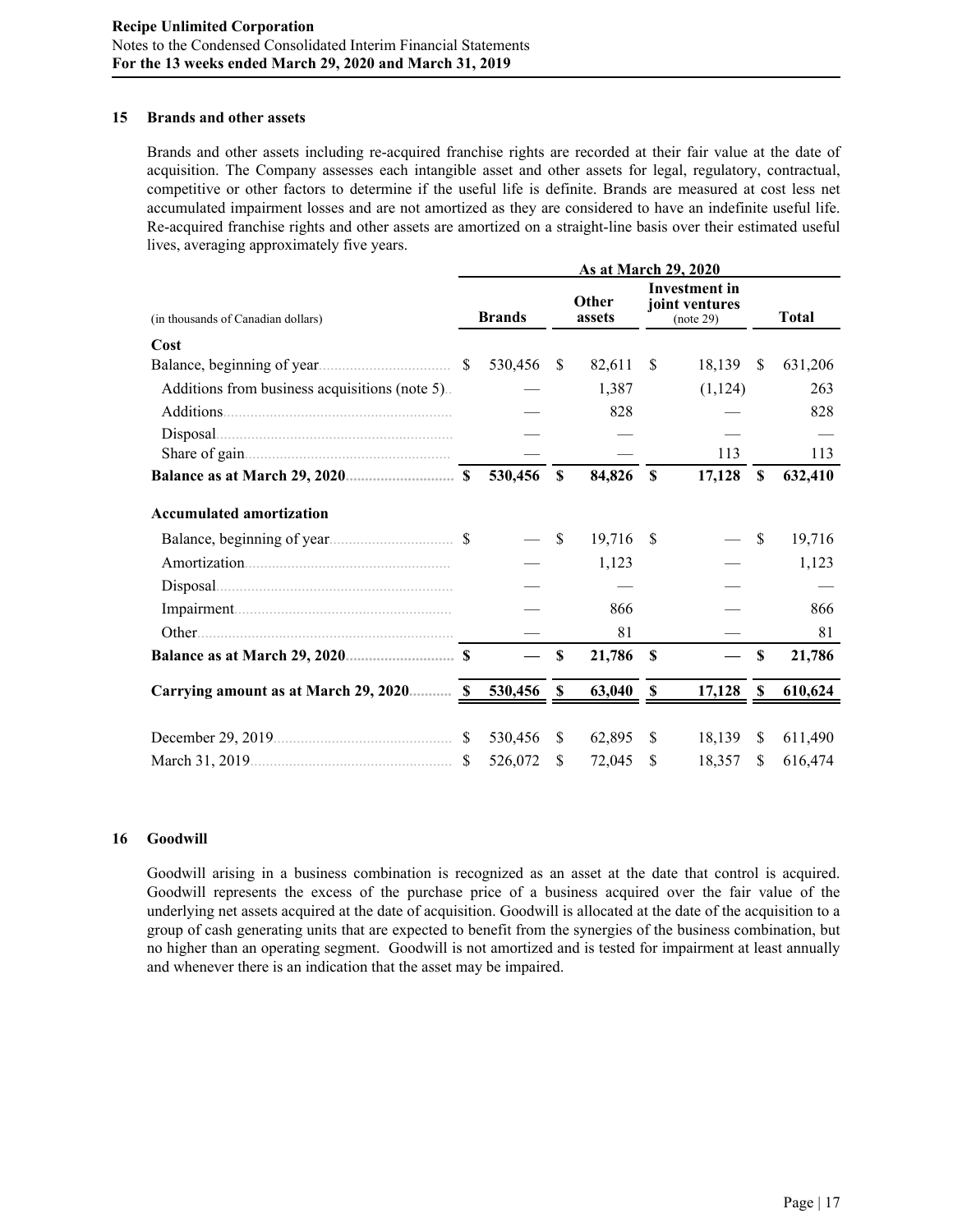## 15 Brands and other assets

Brands and other assets including re-acquired franchise rights are recorded at their fair value at the date of acquisition. The Company assesses each intangible asset and other assets for legal, regulatory, contractual, competitive or other factors to determine if the useful life is definite. Brands are measured at cost less net accumulated impairment losses and are not amortized as they are considered to have an indefinite useful life. Re-acquired franchise rights and other assets are amortized on a straight-line basis over their estimated useful lives, averaging approximately five years.

| | As at March 29, 2020 | | | |
|---|---|---|---|---|
| (in thousands of Canadian dollars) | Brands | Other assets | Investment in joint ventures (note 29) | Total |
| **Cost** | | | | |
| Balance, beginning of year | $ 530,456 | $ 82,611 | $ 18,139 | $ 631,206 |
| Additions from business acquisitions (note 5) | — | 1,387 | (1,124) | 263 |
| Additions | — | 828 | — | 828 |
| Disposal | — | — | — | — |
| Share of gain | — | — | 113 | 113 |
| **Balance as at March 29, 2020** | **$ 530,456** | **$ 84,826** | **$ 17,128** | **$ 632,410** |
| **Accumulated amortization** | | | | |
| Balance, beginning of year | $ — | $ 19,716 | $ — | $ 19,716 |
| Amortization | — | 1,123 | — | 1,123 |
| Disposal | — | — | — | — |
| Impairment | — | 866 | — | 866 |
| Other | — | 81 | — | 81 |
| **Balance as at March 29, 2020** | **$ —** | **$ 21,786** | **$ —** | **$ 21,786** |
| **Carrying amount as at March 29, 2020** | **$ 530,456** | **$ 63,040** | **$ 17,128** | **$ 610,624** |
| December 29, 2019 | $ 530,456 | $ 62,895 | $ 18,139 | $ 611,490 |
| March 31, 2019 | $ 526,072 | $ 72,045 | $ 18,357 | $ 616,474 |

## 16 Goodwill

Goodwill arising in a business combination is recognized as an asset at the date that control is acquired. Goodwill represents the excess of the purchase price of a business acquired over the fair value of the underlying net assets acquired at the date of acquisition. Goodwill is allocated at the date of the acquisition to a group of cash generating units that are expected to benefit from the synergies of the business combination, but no higher than an operating segment. Goodwill is not amortized and is tested for impairment at least annually and whenever there is an indication that the asset may be impaired.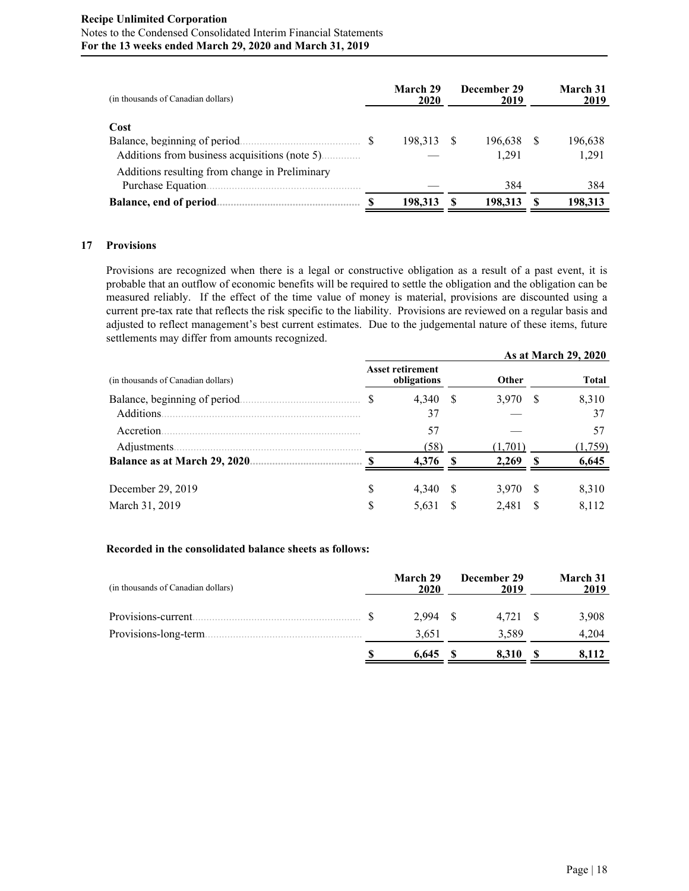| (in thousands of Canadian dollars) | March 29 2020 | December 29 2019 | March 31 2019 |
|---|---|---|---|
| **Cost** | | | |
| Balance, beginning of period | $ 198,313 | $ 196,638 | $ 196,638 |
| Additions from business acquisitions (note 5) | — | 1,291 | 1,291 |
| Additions resulting from change in Preliminary Purchase Equation | — | 384 | 384 |
| **Balance, end of period** | **$ 198,313** | **$ 198,313** | **$ 198,313** |

## 17 Provisions

Provisions are recognized when there is a legal or constructive obligation as a result of a past event, it is probable that an outflow of economic benefits will be required to settle the obligation and the obligation can be measured reliably. If the effect of the time value of money is material, provisions are discounted using a current pre-tax rate that reflects the risk specific to the liability. Provisions are reviewed on a regular basis and adjusted to reflect management's best current estimates. Due to the judgemental nature of these items, future settlements may differ from amounts recognized.

| | | | **As at March 29, 2020** |
|---|---|---|---|
| (in thousands of Canadian dollars) | Asset retirement obligations | Other | Total |
| Balance, beginning of period | $ 4,340 | $ 3,970 | $ 8,310 |
| Additions | 37 | — | 37 |
| Accretion | 57 | — | 57 |
| Adjustments | (58) | (1,701) | (1,759) |
| **Balance as at March 29, 2020** | **$ 4,376** | **$ 2,269** | **$ 6,645** |
| December 29, 2019 | $ 4,340 | $ 3,970 | $ 8,310 |
| March 31, 2019 | $ 5,631 | $ 2,481 | $ 8,112 |

**Recorded in the consolidated balance sheets as follows:**

| (in thousands of Canadian dollars) | March 29 2020 | December 29 2019 | March 31 2019 |
|---|---|---|---|
| Provisions-current | $ 2,994 | $ 4,721 | $ 3,908 |
| Provisions-long-term | 3,651 | 3,589 | 4,204 |
| | **$ 6,645** | **$ 8,310** | **$ 8,112** |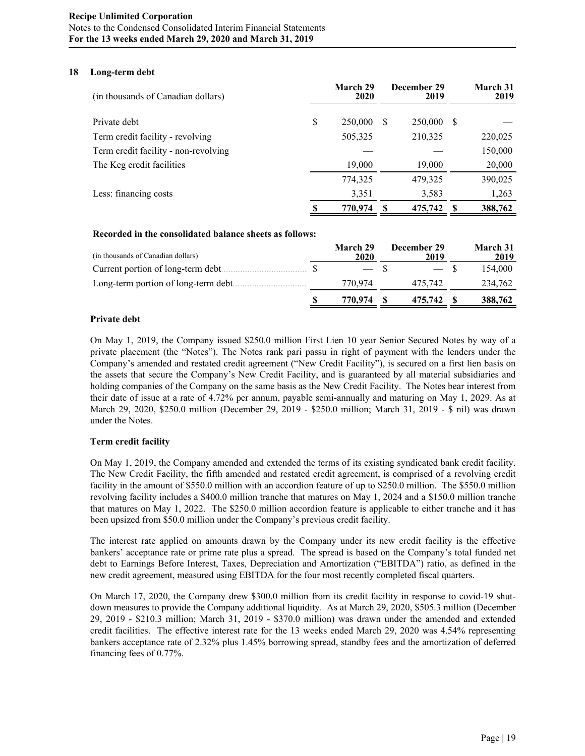## 18 Long-term debt

| (in thousands of Canadian dollars) | March 29 2020 | December 29 2019 | March 31 2019 |
|---|---|---|---|
| Private debt | $ 250,000 | $ 250,000 | $ — |
| Term credit facility - revolving | 505,325 | 210,325 | 220,025 |
| Term credit facility - non-revolving | — | — | 150,000 |
| The Keg credit facilities | 19,000 | 19,000 | 20,000 |
| | 774,325 | 479,325 | 390,025 |
| Less: financing costs | 3,351 | 3,583 | 1,263 |
| | **$ 770,974** | **$ 475,742** | **$ 388,762** |

**Recorded in the consolidated balance sheets as follows:**

| (in thousands of Canadian dollars) | March 29 2020 | December 29 2019 | March 31 2019 |
|---|---|---|---|
| Current portion of long-term debt | $ — | $ — | $ 154,000 |
| Long-term portion of long-term debt | 770,974 | 475,742 | 234,762 |
| | **$ 770,974** | **$ 475,742** | **$ 388,762** |

**Private debt**

On May 1, 2019, the Company issued $250.0 million First Lien 10 year Senior Secured Notes by way of a private placement (the "Notes"). The Notes rank pari passu in right of payment with the lenders under the Company's amended and restated credit agreement ("New Credit Facility"), is secured on a first lien basis on the assets that secure the Company's New Credit Facility, and is guaranteed by all material subsidiaries and holding companies of the Company on the same basis as the New Credit Facility. The Notes bear interest from their date of issue at a rate of 4.72% per annum, payable semi-annually and maturing on May 1, 2029. As at March 29, 2020, $250.0 million (December 29, 2019 - $250.0 million; March 31, 2019 - $ nil) was drawn under the Notes.

**Term credit facility**

On May 1, 2019, the Company amended and extended the terms of its existing syndicated bank credit facility. The New Credit Facility, the fifth amended and restated credit agreement, is comprised of a revolving credit facility in the amount of $550.0 million with an accordion feature of up to $250.0 million. The $550.0 million revolving facility includes a $400.0 million tranche that matures on May 1, 2024 and a $150.0 million tranche that matures on May 1, 2022. The $250.0 million accordion feature is applicable to either tranche and it has been upsized from $50.0 million under the Company's previous credit facility.

The interest rate applied on amounts drawn by the Company under its new credit facility is the effective bankers' acceptance rate or prime rate plus a spread. The spread is based on the Company's total funded net debt to Earnings Before Interest, Taxes, Depreciation and Amortization ("EBITDA") ratio, as defined in the new credit agreement, measured using EBITDA for the four most recently completed fiscal quarters.

On March 17, 2020, the Company drew $300.0 million from its credit facility in response to covid-19 shut-down measures to provide the Company additional liquidity. As at March 29, 2020, $505.3 million (December 29, 2019 - $210.3 million; March 31, 2019 - $370.0 million) was drawn under the amended and extended credit facilities. The effective interest rate for the 13 weeks ended March 29, 2020 was 4.54% representing bankers acceptance rate of 2.32% plus 1.45% borrowing spread, standby fees and the amortization of deferred financing fees of 0.77%.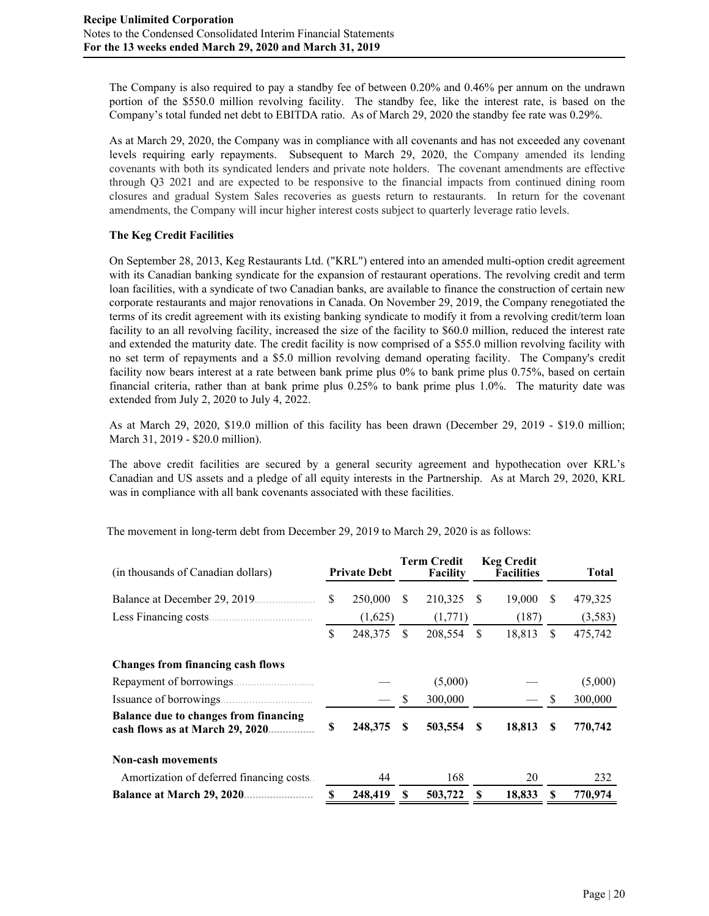The Company is also required to pay a standby fee of between 0.20% and 0.46% per annum on the undrawn portion of the $550.0 million revolving facility. The standby fee, like the interest rate, is based on the Company's total funded net debt to EBITDA ratio. As of March 29, 2020 the standby fee rate was 0.29%.

As at March 29, 2020, the Company was in compliance with all covenants and has not exceeded any covenant levels requiring early repayments. Subsequent to March 29, 2020, the Company amended its lending covenants with both its syndicated lenders and private note holders. The covenant amendments are effective through Q3 2021 and are expected to be responsive to the financial impacts from continued dining room closures and gradual System Sales recoveries as guests return to restaurants. In return for the covenant amendments, the Company will incur higher interest costs subject to quarterly leverage ratio levels.

**The Keg Credit Facilities**

On September 28, 2013, Keg Restaurants Ltd. ("KRL") entered into an amended multi-option credit agreement with its Canadian banking syndicate for the expansion of restaurant operations. The revolving credit and term loan facilities, with a syndicate of two Canadian banks, are available to finance the construction of certain new corporate restaurants and major renovations in Canada. On November 29, 2019, the Company renegotiated the terms of its credit agreement with its existing banking syndicate to modify it from a revolving credit/term loan facility to an all revolving facility, increased the size of the facility to $60.0 million, reduced the interest rate and extended the maturity date. The credit facility is now comprised of a $55.0 million revolving facility with no set term of repayments and a $5.0 million revolving demand operating facility. The Company's credit facility now bears interest at a rate between bank prime plus 0% to bank prime plus 0.75%, based on certain financial criteria, rather than at bank prime plus 0.25% to bank prime plus 1.0%. The maturity date was extended from July 2, 2020 to July 4, 2022.

As at March 29, 2020, $19.0 million of this facility has been drawn (December 29, 2019 - $19.0 million; March 31, 2019 - $20.0 million).

The above credit facilities are secured by a general security agreement and hypothecation over KRL's Canadian and US assets and a pledge of all equity interests in the Partnership. As at March 29, 2020, KRL was in compliance with all bank covenants associated with these facilities.

The movement in long-term debt from December 29, 2019 to March 29, 2020 is as follows:

| (in thousands of Canadian dollars) | Private Debt | Term Credit Facility | Keg Credit Facilities | Total |
|---|---|---|---|---|
| Balance at December 29, 2019 | $ 250,000 | $ 210,325 | $ 19,000 | $ 479,325 |
| Less Financing costs | (1,625) | (1,771) | (187) | (3,583) |
| | $ 248,375 | $ 208,554 | $ 18,813 | $ 475,742 |
| **Changes from financing cash flows** | | | | |
| Repayment of borrowings | — | (5,000) | — | (5,000) |
| Issuance of borrowings | — | $ 300,000 | — | $ 300,000 |
| **Balance due to changes from financing cash flows as at March 29, 2020** | **$ 248,375** | **$ 503,554** | **$ 18,813** | **$ 770,742** |
| **Non-cash movements** | | | | |
| Amortization of deferred financing costs | 44 | 168 | 20 | 232 |
| **Balance at March 29, 2020** | **$ 248,419** | **$ 503,722** | **$ 18,833** | **$ 770,974** |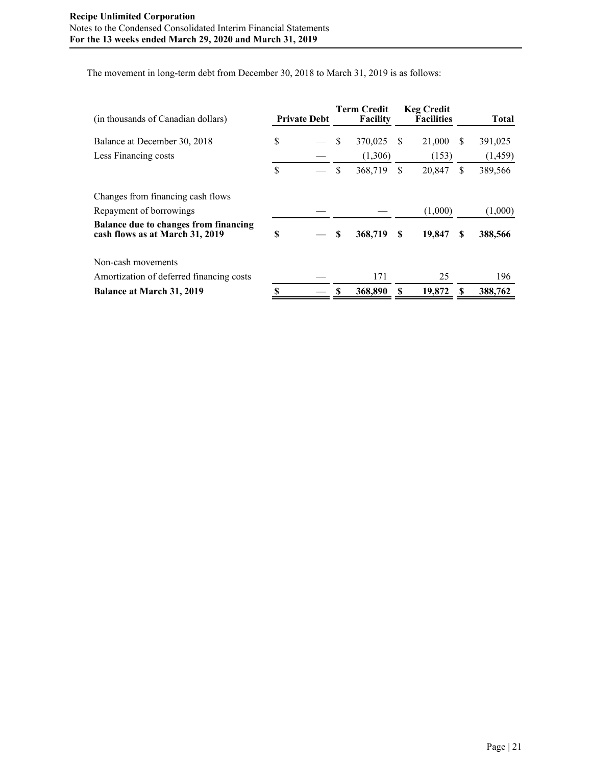The movement in long-term debt from December 30, 2018 to March 31, 2019 is as follows:

| (in thousands of Canadian dollars) | Private Debt | Term Credit Facility | Keg Credit Facilities | Total |
|---|---|---|---|---|
| Balance at December 30, 2018 | $ — | $ 370,025 | $ 21,000 | $ 391,025 |
| Less Financing costs | — | (1,306) | (153) | (1,459) |
| | $ — | $ 368,719 | $ 20,847 | $ 389,566 |
| Changes from financing cash flows | | | | |
| Repayment of borrowings | — | — | (1,000) | (1,000) |
| **Balance due to changes from financing cash flows as at March 31, 2019** | **$ —** | **$ 368,719** | **$ 19,847** | **$ 388,566** |
| Non-cash movements | | | | |
| Amortization of deferred financing costs | — | 171 | 25 | 196 |
| **Balance at March 31, 2019** | **$ —** | **$ 368,890** | **$ 19,872** | **$ 388,762** |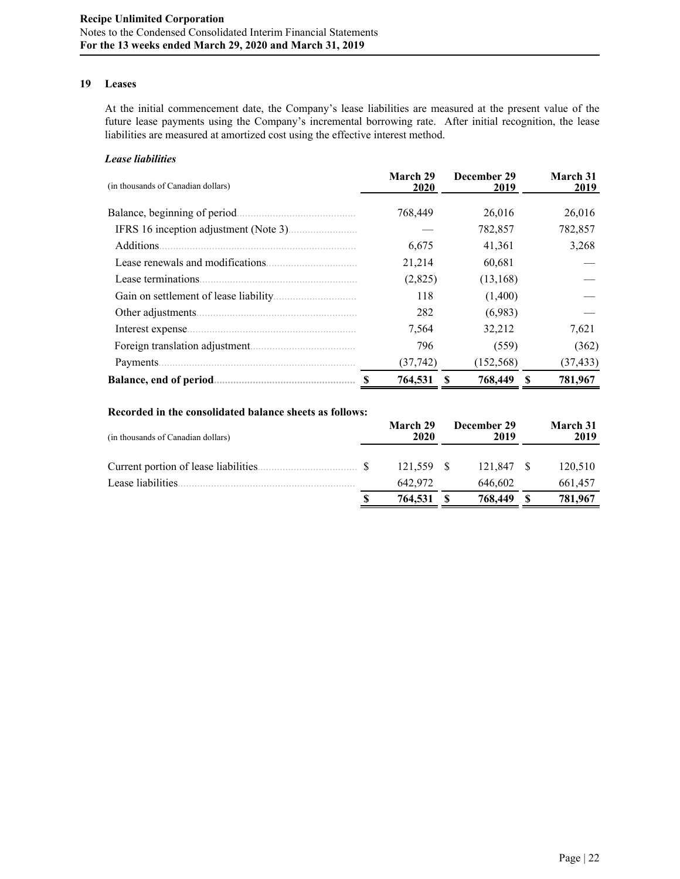## 19 Leases

At the initial commencement date, the Company's lease liabilities are measured at the present value of the future lease payments using the Company's incremental borrowing rate. After initial recognition, the lease liabilities are measured at amortized cost using the effective interest method.

***Lease liabilities***

| (in thousands of Canadian dollars) | March 29 2020 | December 29 2019 | March 31 2019 |
|---|---|---|---|
| Balance, beginning of period | 768,449 | 26,016 | 26,016 |
| IFRS 16 inception adjustment (Note 3) | — | 782,857 | 782,857 |
| Additions | 6,675 | 41,361 | 3,268 |
| Lease renewals and modifications | 21,214 | 60,681 | — |
| Lease terminations | (2,825) | (13,168) | — |
| Gain on settlement of lease liability | 118 | (1,400) | — |
| Other adjustments | 282 | (6,983) | — |
| Interest expense | 7,564 | 32,212 | 7,621 |
| Foreign translation adjustment | 796 | (559) | (362) |
| Payments | (37,742) | (152,568) | (37,433) |
| **Balance, end of period** | **$ 764,531** | **$ 768,449** | **$ 781,967** |

**Recorded in the consolidated balance sheets as follows:**

| (in thousands of Canadian dollars) | March 29 2020 | December 29 2019 | March 31 2019 |
|---|---|---|---|
| Current portion of lease liabilities | $ 121,559 | $ 121,847 | $ 120,510 |
| Lease liabilities | 642,972 | 646,602 | 661,457 |
| | **$ 764,531** | **$ 768,449** | **$ 781,967** |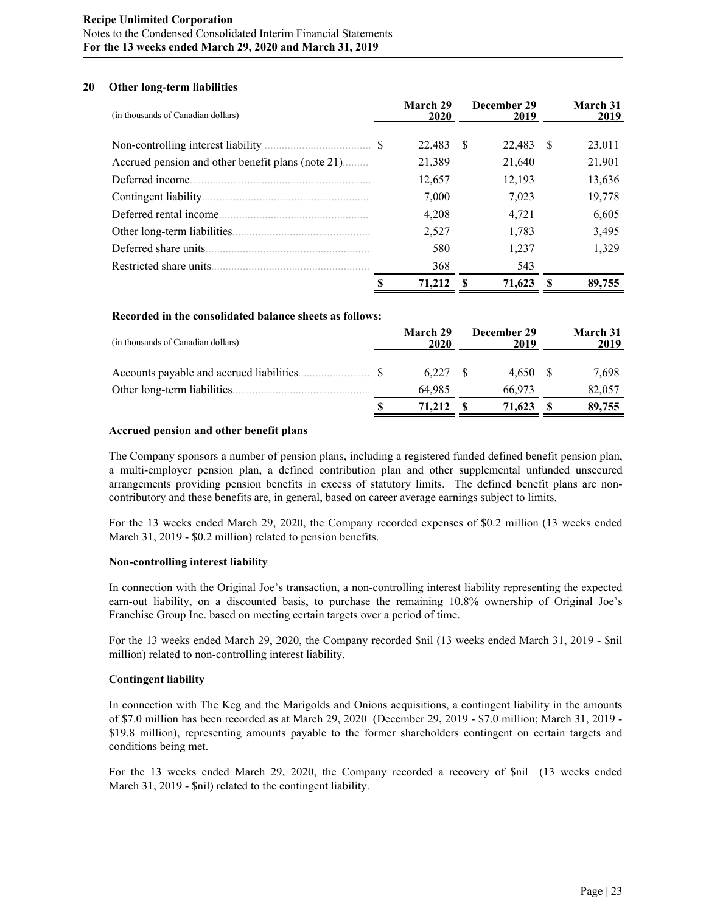## 20 Other long-term liabilities

| (in thousands of Canadian dollars) | March 29 2020 | December 29 2019 | March 31 2019 |
|---|---|---|---|
| Non-controlling interest liability | $ 22,483 | $ 22,483 | $ 23,011 |
| Accrued pension and other benefit plans (note 21) | 21,389 | 21,640 | 21,901 |
| Deferred income | 12,657 | 12,193 | 13,636 |
| Contingent liability | 7,000 | 7,023 | 19,778 |
| Deferred rental income | 4,208 | 4,721 | 6,605 |
| Other long-term liabilities | 2,527 | 1,783 | 3,495 |
| Deferred share units | 580 | 1,237 | 1,329 |
| Restricted share units | 368 | 543 | — |
| | $ 71,212 | $ 71,623 | $ 89,755 |

**Recorded in the consolidated balance sheets as follows:**

| (in thousands of Canadian dollars) | March 29 2020 | December 29 2019 | March 31 2019 |
|---|---|---|---|
| Accounts payable and accrued liabilities | $ 6,227 | $ 4,650 | $ 7,698 |
| Other long-term liabilities | 64,985 | 66,973 | 82,057 |
| | $ 71,212 | $ 71,623 | $ 89,755 |

**Accrued pension and other benefit plans**

The Company sponsors a number of pension plans, including a registered funded defined benefit pension plan, a multi-employer pension plan, a defined contribution plan and other supplemental unfunded unsecured arrangements providing pension benefits in excess of statutory limits. The defined benefit plans are non-contributory and these benefits are, in general, based on career average earnings subject to limits.

For the 13 weeks ended March 29, 2020, the Company recorded expenses of $0.2 million (13 weeks ended March 31, 2019 - $0.2 million) related to pension benefits.

**Non-controlling interest liability**

In connection with the Original Joe's transaction, a non-controlling interest liability representing the expected earn-out liability, on a discounted basis, to purchase the remaining 10.8% ownership of Original Joe's Franchise Group Inc. based on meeting certain targets over a period of time.

For the 13 weeks ended March 29, 2020, the Company recorded $nil (13 weeks ended March 31, 2019 - $nil million) related to non-controlling interest liability.

**Contingent liability**

In connection with The Keg and the Marigolds and Onions acquisitions, a contingent liability in the amounts of $7.0 million has been recorded as at March 29, 2020 (December 29, 2019 - $7.0 million; March 31, 2019 - $19.8 million), representing amounts payable to the former shareholders contingent on certain targets and conditions being met.

For the 13 weeks ended March 29, 2020, the Company recorded a recovery of $nil (13 weeks ended March 31, 2019 - $nil) related to the contingent liability.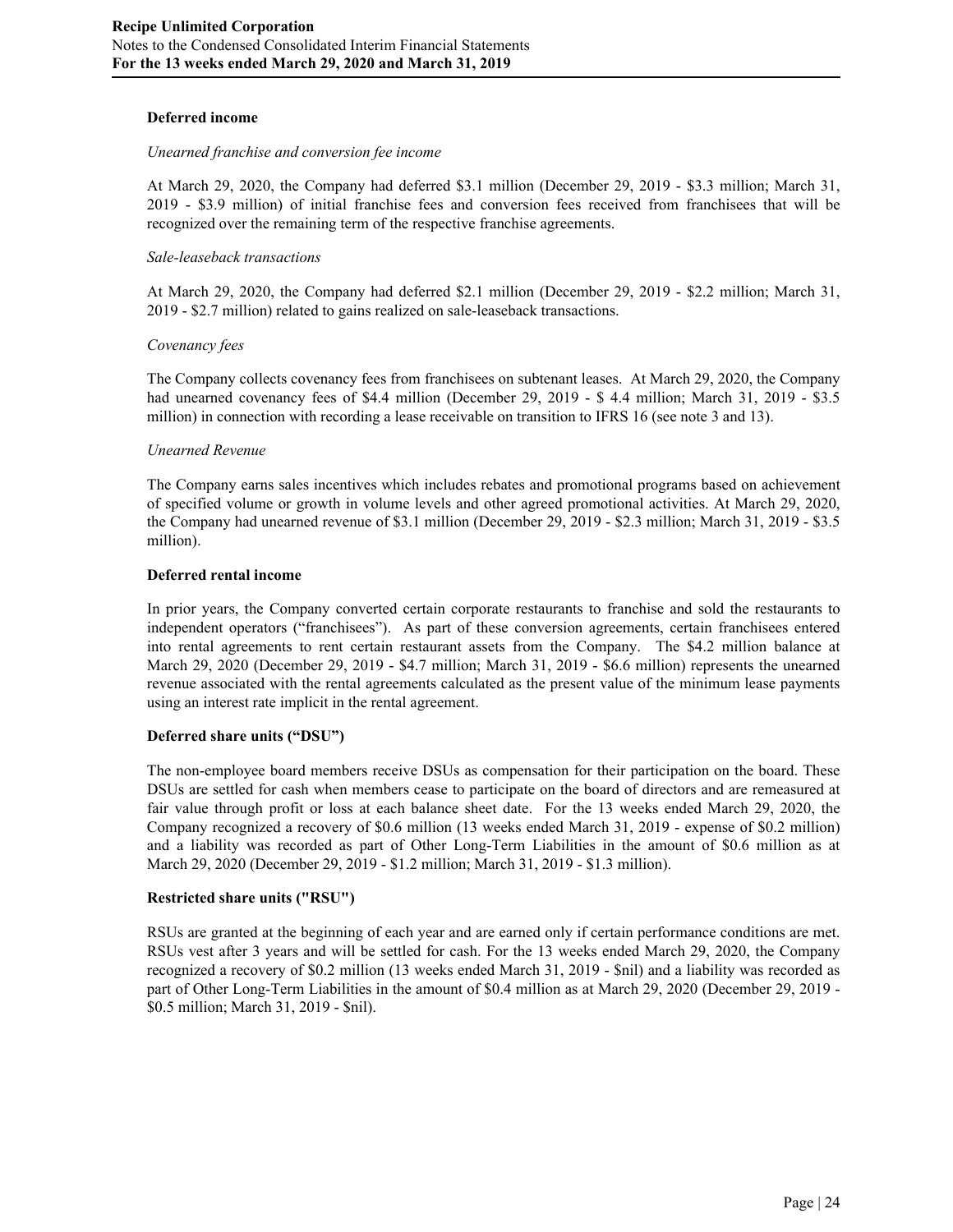**Deferred income**

*Unearned franchise and conversion fee income*

At March 29, 2020, the Company had deferred $3.1 million (December 29, 2019 - $3.3 million; March 31, 2019 - $3.9 million) of initial franchise fees and conversion fees received from franchisees that will be recognized over the remaining term of the respective franchise agreements.

*Sale-leaseback transactions*

At March 29, 2020, the Company had deferred $2.1 million (December 29, 2019 - $2.2 million; March 31, 2019 - $2.7 million) related to gains realized on sale-leaseback transactions.

*Covenancy fees*

The Company collects covenancy fees from franchisees on subtenant leases. At March 29, 2020, the Company had unearned covenancy fees of $4.4 million (December 29, 2019 - $ 4.4 million; March 31, 2019 - $3.5 million) in connection with recording a lease receivable on transition to IFRS 16 (see note 3 and 13).

*Unearned Revenue*

The Company earns sales incentives which includes rebates and promotional programs based on achievement of specified volume or growth in volume levels and other agreed promotional activities. At March 29, 2020, the Company had unearned revenue of $3.1 million (December 29, 2019 - $2.3 million; March 31, 2019 - $3.5 million).

**Deferred rental income**

In prior years, the Company converted certain corporate restaurants to franchise and sold the restaurants to independent operators ("franchisees"). As part of these conversion agreements, certain franchisees entered into rental agreements to rent certain restaurant assets from the Company. The $4.2 million balance at March 29, 2020 (December 29, 2019 - $4.7 million; March 31, 2019 - $6.6 million) represents the unearned revenue associated with the rental agreements calculated as the present value of the minimum lease payments using an interest rate implicit in the rental agreement.

**Deferred share units ("DSU")**

The non-employee board members receive DSUs as compensation for their participation on the board. These DSUs are settled for cash when members cease to participate on the board of directors and are remeasured at fair value through profit or loss at each balance sheet date. For the 13 weeks ended March 29, 2020, the Company recognized a recovery of $0.6 million (13 weeks ended March 31, 2019 - expense of $0.2 million) and a liability was recorded as part of Other Long-Term Liabilities in the amount of $0.6 million as at March 29, 2020 (December 29, 2019 - $1.2 million; March 31, 2019 - $1.3 million).

**Restricted share units ("RSU")**

RSUs are granted at the beginning of each year and are earned only if certain performance conditions are met. RSUs vest after 3 years and will be settled for cash. For the 13 weeks ended March 29, 2020, the Company recognized a recovery of $0.2 million (13 weeks ended March 31, 2019 - $nil) and a liability was recorded as part of Other Long-Term Liabilities in the amount of $0.4 million as at March 29, 2020 (December 29, 2019 - $0.5 million; March 31, 2019 - $nil).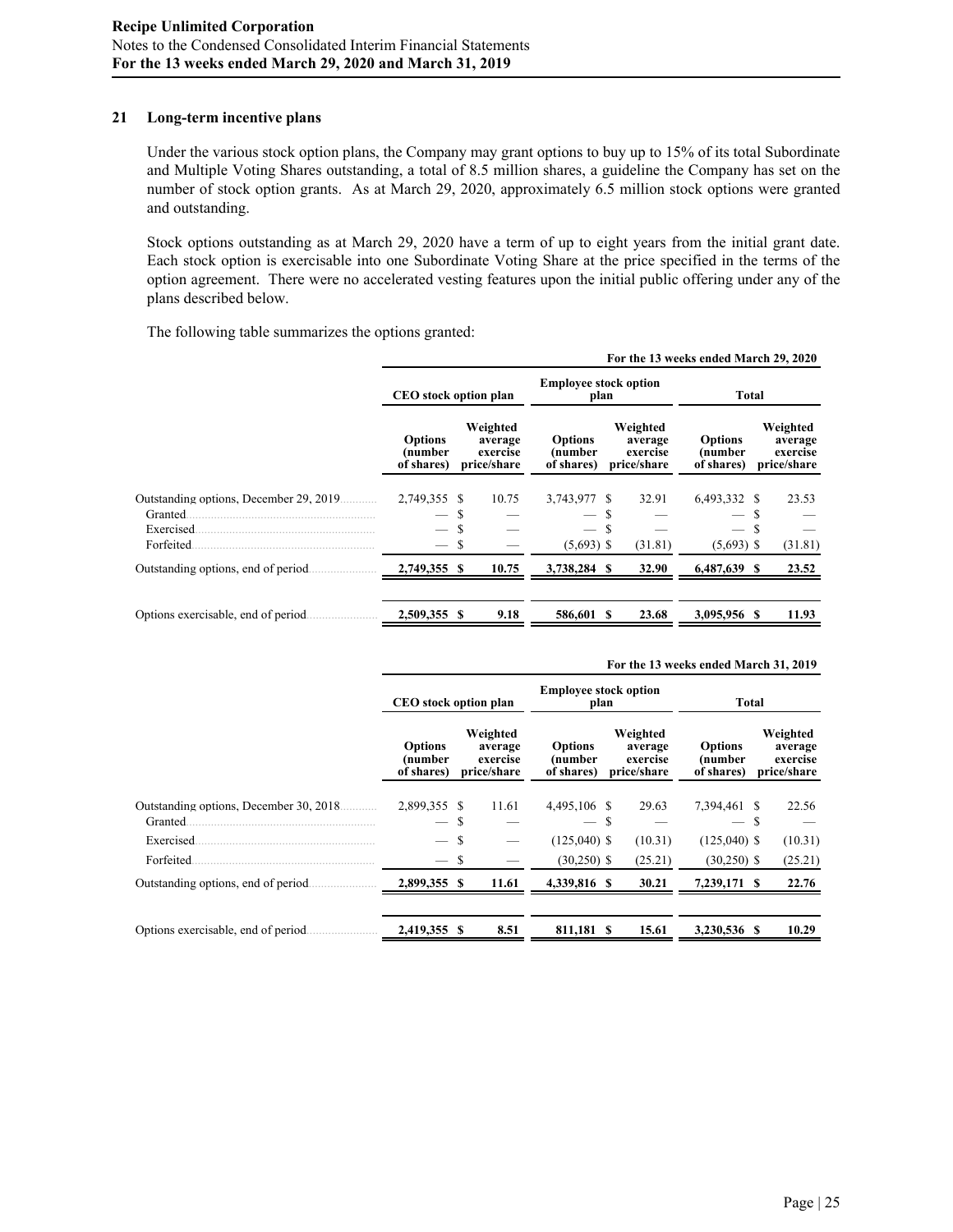## 21 Long-term incentive plans

Under the various stock option plans, the Company may grant options to buy up to 15% of its total Subordinate and Multiple Voting Shares outstanding, a total of 8.5 million shares, a guideline the Company has set on the number of stock option grants. As at March 29, 2020, approximately 6.5 million stock options were granted and outstanding.

Stock options outstanding as at March 29, 2020 have a term of up to eight years from the initial grant date. Each stock option is exercisable into one Subordinate Voting Share at the price specified in the terms of the option agreement. There were no accelerated vesting features upon the initial public offering under any of the plans described below.

The following table summarizes the options granted:

| For the 13 weeks ended March 29, 2020 | CEO stock option plan | | Employee stock option plan | | Total | |
|---|---|---|---|---|---|---|
| | Options (number of shares) | Weighted average exercise price/share | Options (number of shares) | Weighted average exercise price/share | Options (number of shares) | Weighted average exercise price/share |
| Outstanding options, December 29, 2019 | 2,749,355 | $ 10.75 | 3,743,977 | $ 32.91 | 6,493,332 | $ 23.53 |
| Granted | — | $ — | — | $ — | — | $ — |
| Exercised | — | $ — | — | $ — | — | $ — |
| Forfeited | — | $ — | (5,693) | $ (31.81) | (5,693) | $ (31.81) |
| Outstanding options, end of period | **2,749,355** | **$ 10.75** | **3,738,284** | **$ 32.90** | **6,487,639** | **$ 23.52** |
| Options exercisable, end of period | **2,509,355** | **$ 9.18** | **586,601** | **$ 23.68** | **3,095,956** | **$ 11.93** |

| For the 13 weeks ended March 31, 2019 | CEO stock option plan | | Employee stock option plan | | Total | |
|---|---|---|---|---|---|---|
| | Options (number of shares) | Weighted average exercise price/share | Options (number of shares) | Weighted average exercise price/share | Options (number of shares) | Weighted average exercise price/share |
| Outstanding options, December 30, 2018 | 2,899,355 | $ 11.61 | 4,495,106 | $ 29.63 | 7,394,461 | $ 22.56 |
| Granted | — | $ — | — | $ — | — | $ — |
| Exercised | — | $ — | (125,040) | $ (10.31) | (125,040) | $ (10.31) |
| Forfeited | — | $ — | (30,250) | $ (25.21) | (30,250) | $ (25.21) |
| Outstanding options, end of period | **2,899,355** | **$ 11.61** | **4,339,816** | **$ 30.21** | **7,239,171** | **$ 22.76** |
| Options exercisable, end of period | **2,419,355** | **$ 8.51** | **811,181** | **$ 15.61** | **3,230,536** | **$ 10.29** |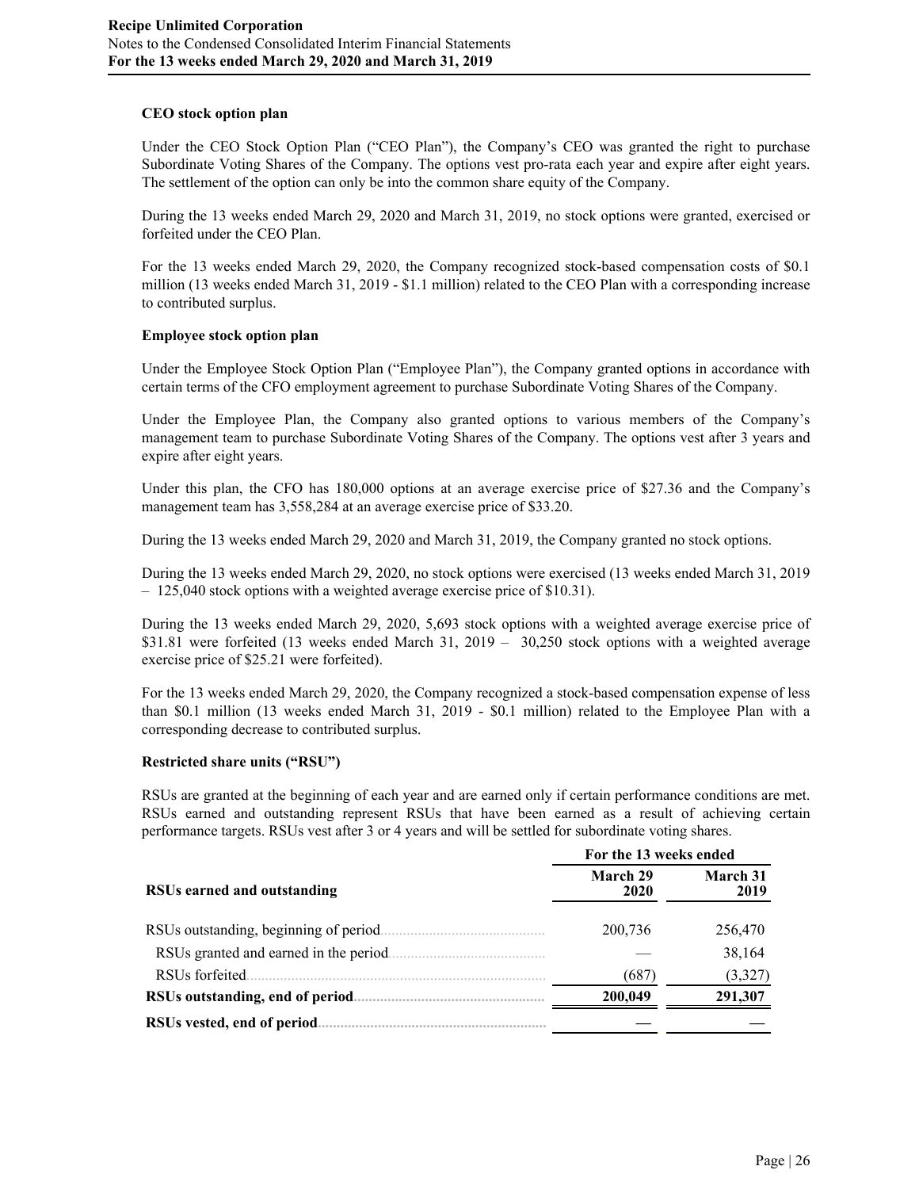**CEO stock option plan**

Under the CEO Stock Option Plan ("CEO Plan"), the Company's CEO was granted the right to purchase Subordinate Voting Shares of the Company. The options vest pro-rata each year and expire after eight years. The settlement of the option can only be into the common share equity of the Company.

During the 13 weeks ended March 29, 2020 and March 31, 2019, no stock options were granted, exercised or forfeited under the CEO Plan.

For the 13 weeks ended March 29, 2020, the Company recognized stock-based compensation costs of $0.1 million (13 weeks ended March 31, 2019 - $1.1 million) related to the CEO Plan with a corresponding increase to contributed surplus.

**Employee stock option plan**

Under the Employee Stock Option Plan ("Employee Plan"), the Company granted options in accordance with certain terms of the CFO employment agreement to purchase Subordinate Voting Shares of the Company.

Under the Employee Plan, the Company also granted options to various members of the Company's management team to purchase Subordinate Voting Shares of the Company. The options vest after 3 years and expire after eight years.

Under this plan, the CFO has 180,000 options at an average exercise price of $27.36 and the Company's management team has 3,558,284 at an average exercise price of $33.20.

During the 13 weeks ended March 29, 2020 and March 31, 2019, the Company granted no stock options.

During the 13 weeks ended March 29, 2020, no stock options were exercised (13 weeks ended March 31, 2019 – 125,040 stock options with a weighted average exercise price of $10.31).

During the 13 weeks ended March 29, 2020, 5,693 stock options with a weighted average exercise price of $31.81 were forfeited (13 weeks ended March 31, 2019 – 30,250 stock options with a weighted average exercise price of $25.21 were forfeited).

For the 13 weeks ended March 29, 2020, the Company recognized a stock-based compensation expense of less than $0.1 million (13 weeks ended March 31, 2019 - $0.1 million) related to the Employee Plan with a corresponding decrease to contributed surplus.

**Restricted share units ("RSU")**

RSUs are granted at the beginning of each year and are earned only if certain performance conditions are met. RSUs earned and outstanding represent RSUs that have been earned as a result of achieving certain performance targets. RSUs vest after 3 or 4 years and will be settled for subordinate voting shares.

| | For the 13 weeks ended | |
|---|---|---|
| **RSUs earned and outstanding** | **March 29 2020** | **March 31 2019** |
| RSUs outstanding, beginning of period | 200,736 | 256,470 |
| RSUs granted and earned in the period | — | 38,164 |
| RSUs forfeited | (687) | (3,327) |
| **RSUs outstanding, end of period** | **200,049** | **291,307** |
| **RSUs vested, end of period** | **—** | **—** |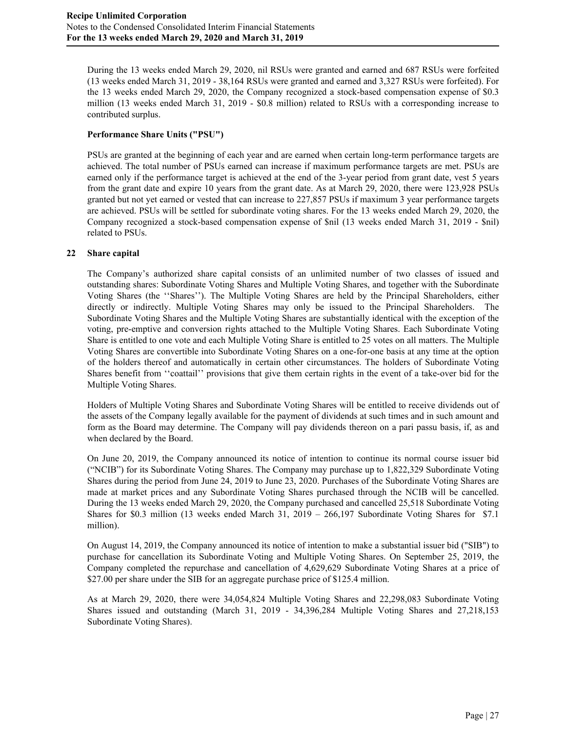During the 13 weeks ended March 29, 2020, nil RSUs were granted and earned and 687 RSUs were forfeited (13 weeks ended March 31, 2019 - 38,164 RSUs were granted and earned and 3,327 RSUs were forfeited). For the 13 weeks ended March 29, 2020, the Company recognized a stock-based compensation expense of $0.3 million (13 weeks ended March 31, 2019 - $0.8 million) related to RSUs with a corresponding increase to contributed surplus.

**Performance Share Units ("PSU")**

PSUs are granted at the beginning of each year and are earned when certain long-term performance targets are achieved. The total number of PSUs earned can increase if maximum performance targets are met. PSUs are earned only if the performance target is achieved at the end of the 3-year period from grant date, vest 5 years from the grant date and expire 10 years from the grant date. As at March 29, 2020, there were 123,928 PSUs granted but not yet earned or vested that can increase to 227,857 PSUs if maximum 3 year performance targets are achieved. PSUs will be settled for subordinate voting shares. For the 13 weeks ended March 29, 2020, the Company recognized a stock-based compensation expense of $nil (13 weeks ended March 31, 2019 - $nil) related to PSUs.

## 22 Share capital

The Company's authorized share capital consists of an unlimited number of two classes of issued and outstanding shares: Subordinate Voting Shares and Multiple Voting Shares, and together with the Subordinate Voting Shares (the ''Shares''). The Multiple Voting Shares are held by the Principal Shareholders, either directly or indirectly. Multiple Voting Shares may only be issued to the Principal Shareholders. The Subordinate Voting Shares and the Multiple Voting Shares are substantially identical with the exception of the voting, pre-emptive and conversion rights attached to the Multiple Voting Shares. Each Subordinate Voting Share is entitled to one vote and each Multiple Voting Share is entitled to 25 votes on all matters. The Multiple Voting Shares are convertible into Subordinate Voting Shares on a one-for-one basis at any time at the option of the holders thereof and automatically in certain other circumstances. The holders of Subordinate Voting Shares benefit from ''coattail'' provisions that give them certain rights in the event of a take-over bid for the Multiple Voting Shares.

Holders of Multiple Voting Shares and Subordinate Voting Shares will be entitled to receive dividends out of the assets of the Company legally available for the payment of dividends at such times and in such amount and form as the Board may determine. The Company will pay dividends thereon on a pari passu basis, if, as and when declared by the Board.

On June 20, 2019, the Company announced its notice of intention to continue its normal course issuer bid ("NCIB") for its Subordinate Voting Shares. The Company may purchase up to 1,822,329 Subordinate Voting Shares during the period from June 24, 2019 to June 23, 2020. Purchases of the Subordinate Voting Shares are made at market prices and any Subordinate Voting Shares purchased through the NCIB will be cancelled. During the 13 weeks ended March 29, 2020, the Company purchased and cancelled 25,518 Subordinate Voting Shares for $0.3 million (13 weeks ended March 31, 2019 – 266,197 Subordinate Voting Shares for $7.1 million).

On August 14, 2019, the Company announced its notice of intention to make a substantial issuer bid ("SIB") to purchase for cancellation its Subordinate Voting and Multiple Voting Shares. On September 25, 2019, the Company completed the repurchase and cancellation of 4,629,629 Subordinate Voting Shares at a price of $27.00 per share under the SIB for an aggregate purchase price of $125.4 million.

As at March 29, 2020, there were 34,054,824 Multiple Voting Shares and 22,298,083 Subordinate Voting Shares issued and outstanding (March 31, 2019 - 34,396,284 Multiple Voting Shares and 27,218,153 Subordinate Voting Shares).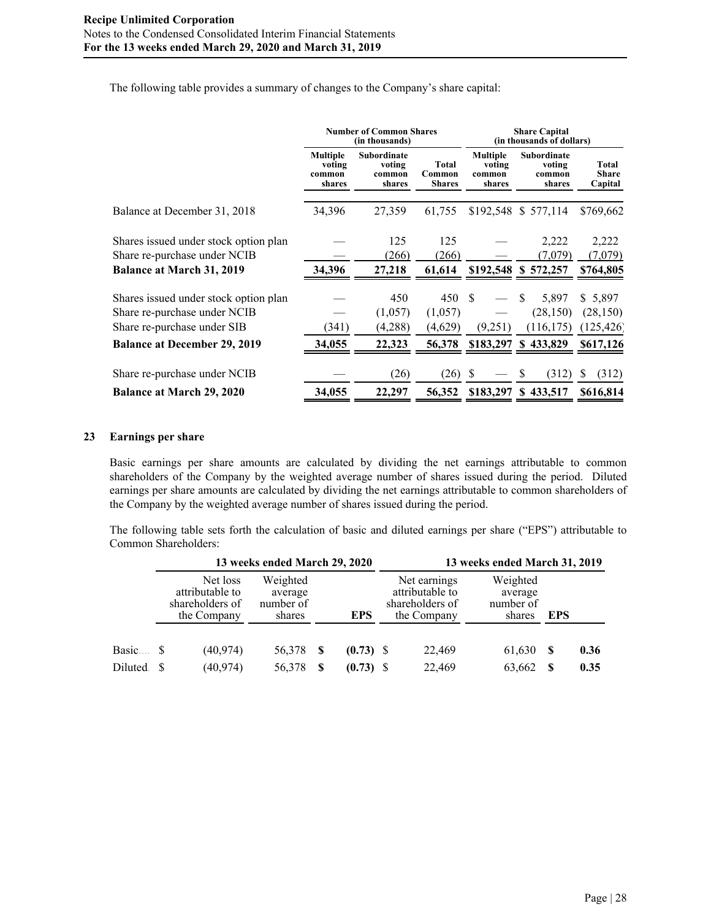The following table provides a summary of changes to the Company's share capital:

| | Number of Common Shares (in thousands) | | | Share Capital (in thousands of dollars) | | |
|---|---|---|---|---|---|---|
| | Multiple voting common shares | Subordinate voting common shares | Total Common Shares | Multiple voting common shares | Subordinate voting common shares | Total Share Capital |
| Balance at December 31, 2018 | 34,396 | 27,359 | 61,755 | $192,548 | $ 577,114 | $769,662 |
| Shares issued under stock option plan | — | 125 | 125 | — | 2,222 | 2,222 |
| Share re-purchase under NCIB | — | (266) | (266) | — | (7,079) | (7,079) |
| **Balance at March 31, 2019** | **34,396** | **27,218** | **61,614** | **$192,548** | **$ 572,257** | **$764,805** |
| Shares issued under stock option plan | — | 450 | 450 | $ — | $ 5,897 | $ 5,897 |
| Share re-purchase under NCIB | — | (1,057) | (1,057) | — | (28,150) | (28,150) |
| Share re-purchase under SIB | (341) | (4,288) | (4,629) | (9,251) | (116,175) | (125,426) |
| **Balance at December 29, 2019** | **34,055** | **22,323** | **56,378** | **$183,297** | **$ 433,829** | **$617,126** |
| Share re-purchase under NCIB | — | (26) | (26) | $ — | $ (312) | $ (312) |
| **Balance at March 29, 2020** | **34,055** | **22,297** | **56,352** | **$183,297** | **$ 433,517** | **$616,814** |

## 23 Earnings per share

Basic earnings per share amounts are calculated by dividing the net earnings attributable to common shareholders of the Company by the weighted average number of shares issued during the period. Diluted earnings per share amounts are calculated by dividing the net earnings attributable to common shareholders of the Company by the weighted average number of shares issued during the period.

The following table sets forth the calculation of basic and diluted earnings per share ("EPS") attributable to Common Shareholders:

| | 13 weeks ended March 29, 2020 | | | 13 weeks ended March 31, 2019 | | |
|---|---|---|---|---|---|---|
| | Net loss attributable to shareholders of the Company | Weighted average number of shares | EPS | Net earnings attributable to shareholders of the Company | Weighted average number of shares | EPS |
| Basic | $ (40,974) | 56,378 | **$ (0.73)** | $ 22,469 | 61,630 | **$ 0.36** |
| Diluted | $ (40,974) | 56,378 | **$ (0.73)** | $ 22,469 | 63,662 | **$ 0.35** |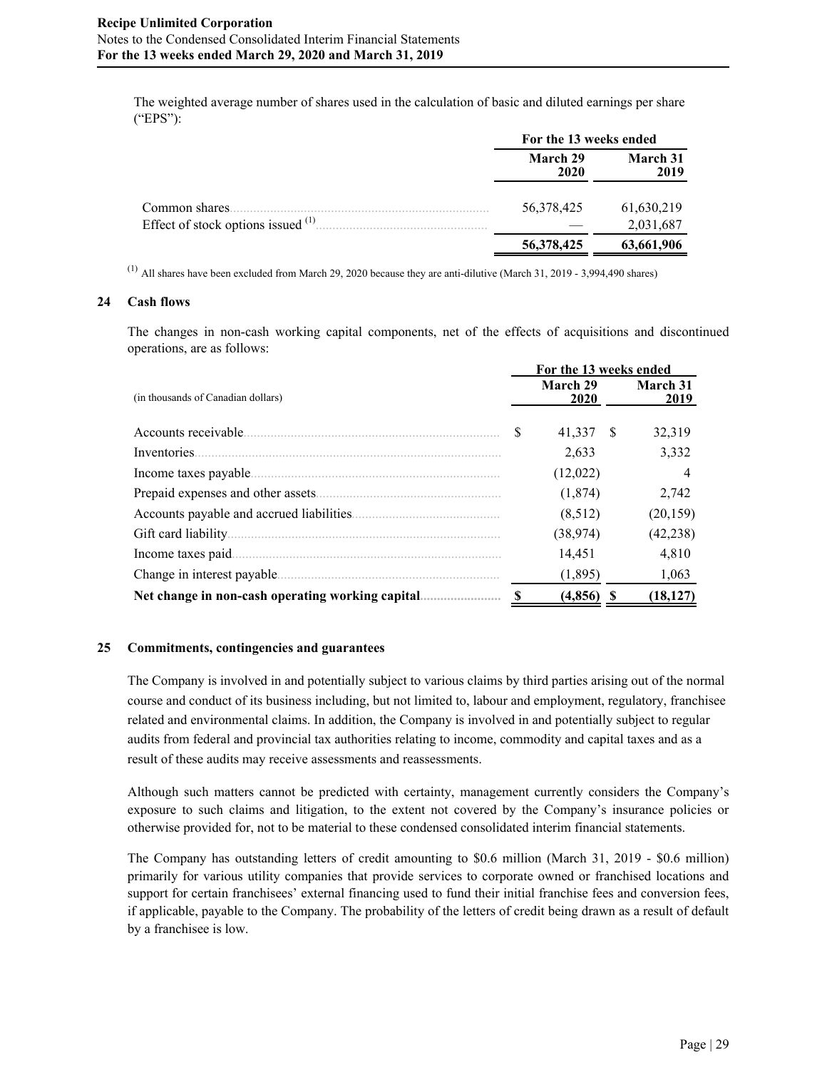The weighted average number of shares used in the calculation of basic and diluted earnings per share ("EPS"):

| | For the 13 weeks ended | |
|---|---|---|
| | March 29 2020 | March 31 2019 |
| Common shares | 56,378,425 | 61,630,219 |
| Effect of stock options issued [(1)] | — | 2,031,687 |
| | **56,378,425** | **63,661,906** |

[(1)] All shares have been excluded from March 29, 2020 because they are anti-dilutive (March 31, 2019 - 3,994,490 shares)

## 24 Cash flows

The changes in non-cash working capital components, net of the effects of acquisitions and discontinued operations, are as follows:

| (in thousands of Canadian dollars) | For the 13 weeks ended | |
|---|---|---|
| | March 29 2020 | March 31 2019 |
| Accounts receivable | $ 41,337 | $ 32,319 |
| Inventories | 2,633 | 3,332 |
| Income taxes payable | (12,022) | 4 |
| Prepaid expenses and other assets | (1,874) | 2,742 |
| Accounts payable and accrued liabilities | (8,512) | (20,159) |
| Gift card liability | (38,974) | (42,238) |
| Income taxes paid | 14,451 | 4,810 |
| Change in interest payable | (1,895) | 1,063 |
| **Net change in non-cash operating working capital** | **$ (4,856)** | **$ (18,127)** |

## 25 Commitments, contingencies and guarantees

The Company is involved in and potentially subject to various claims by third parties arising out of the normal course and conduct of its business including, but not limited to, labour and employment, regulatory, franchisee related and environmental claims. In addition, the Company is involved in and potentially subject to regular audits from federal and provincial tax authorities relating to income, commodity and capital taxes and as a result of these audits may receive assessments and reassessments.

Although such matters cannot be predicted with certainty, management currently considers the Company's exposure to such claims and litigation, to the extent not covered by the Company's insurance policies or otherwise provided for, not to be material to these condensed consolidated interim financial statements.

The Company has outstanding letters of credit amounting to $0.6 million (March 31, 2019 - $0.6 million) primarily for various utility companies that provide services to corporate owned or franchised locations and support for certain franchisees' external financing used to fund their initial franchise fees and conversion fees, if applicable, payable to the Company. The probability of the letters of credit being drawn as a result of default by a franchisee is low.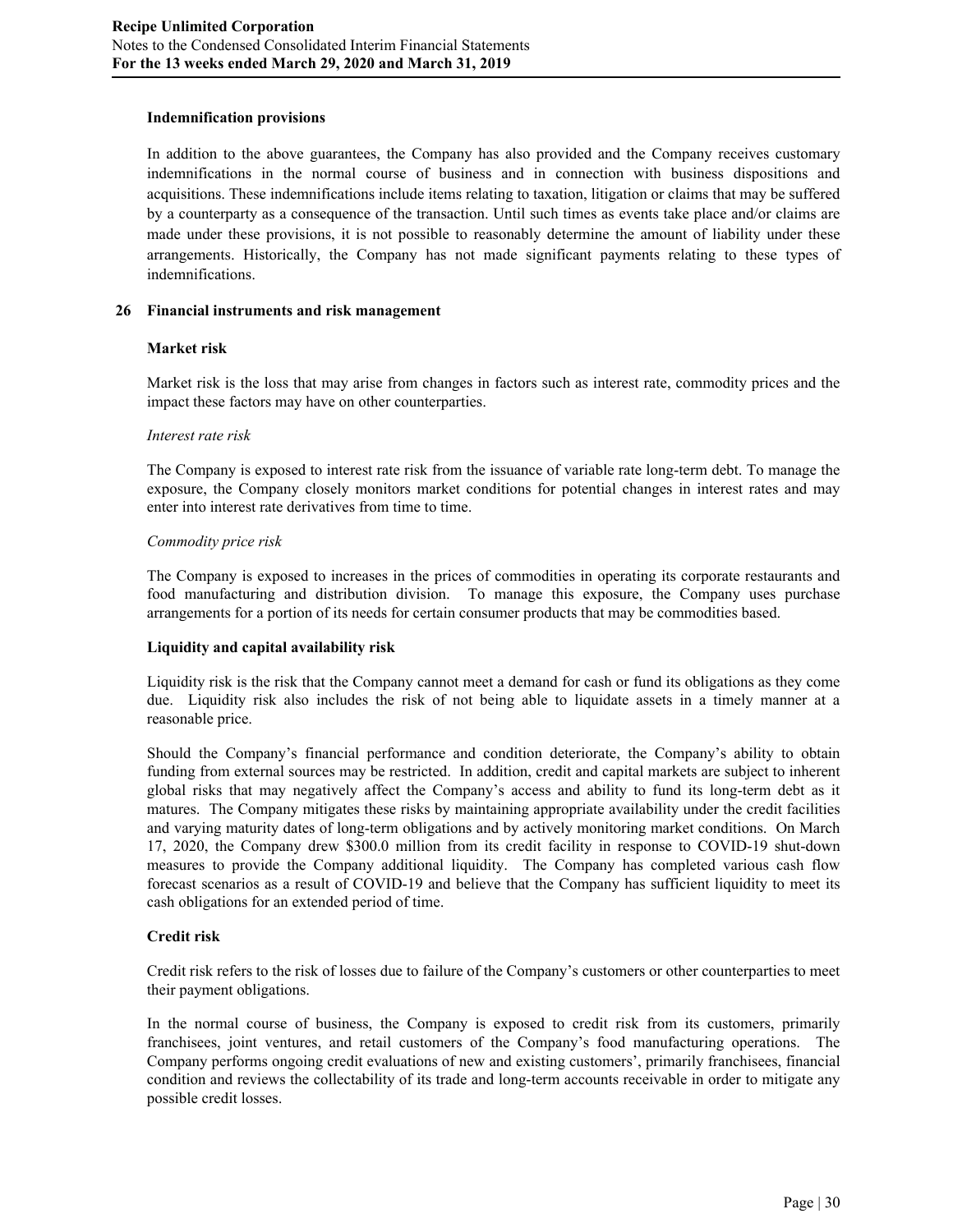**Indemnification provisions**

In addition to the above guarantees, the Company has also provided and the Company receives customary indemnifications in the normal course of business and in connection with business dispositions and acquisitions. These indemnifications include items relating to taxation, litigation or claims that may be suffered by a counterparty as a consequence of the transaction. Until such times as events take place and/or claims are made under these provisions, it is not possible to reasonably determine the amount of liability under these arrangements. Historically, the Company has not made significant payments relating to these types of indemnifications.

## 26 Financial instruments and risk management

**Market risk**

Market risk is the loss that may arise from changes in factors such as interest rate, commodity prices and the impact these factors may have on other counterparties.

*Interest rate risk*

The Company is exposed to interest rate risk from the issuance of variable rate long-term debt. To manage the exposure, the Company closely monitors market conditions for potential changes in interest rates and may enter into interest rate derivatives from time to time.

*Commodity price risk*

The Company is exposed to increases in the prices of commodities in operating its corporate restaurants and food manufacturing and distribution division. To manage this exposure, the Company uses purchase arrangements for a portion of its needs for certain consumer products that may be commodities based.

**Liquidity and capital availability risk**

Liquidity risk is the risk that the Company cannot meet a demand for cash or fund its obligations as they come due. Liquidity risk also includes the risk of not being able to liquidate assets in a timely manner at a reasonable price.

Should the Company's financial performance and condition deteriorate, the Company's ability to obtain funding from external sources may be restricted. In addition, credit and capital markets are subject to inherent global risks that may negatively affect the Company's access and ability to fund its long-term debt as it matures. The Company mitigates these risks by maintaining appropriate availability under the credit facilities and varying maturity dates of long-term obligations and by actively monitoring market conditions. On March 17, 2020, the Company drew \$300.0 million from its credit facility in response to COVID-19 shut-down measures to provide the Company additional liquidity. The Company has completed various cash flow forecast scenarios as a result of COVID-19 and believe that the Company has sufficient liquidity to meet its cash obligations for an extended period of time.

**Credit risk**

Credit risk refers to the risk of losses due to failure of the Company's customers or other counterparties to meet their payment obligations.

In the normal course of business, the Company is exposed to credit risk from its customers, primarily franchisees, joint ventures, and retail customers of the Company's food manufacturing operations. The Company performs ongoing credit evaluations of new and existing customers', primarily franchisees, financial condition and reviews the collectability of its trade and long-term accounts receivable in order to mitigate any possible credit losses.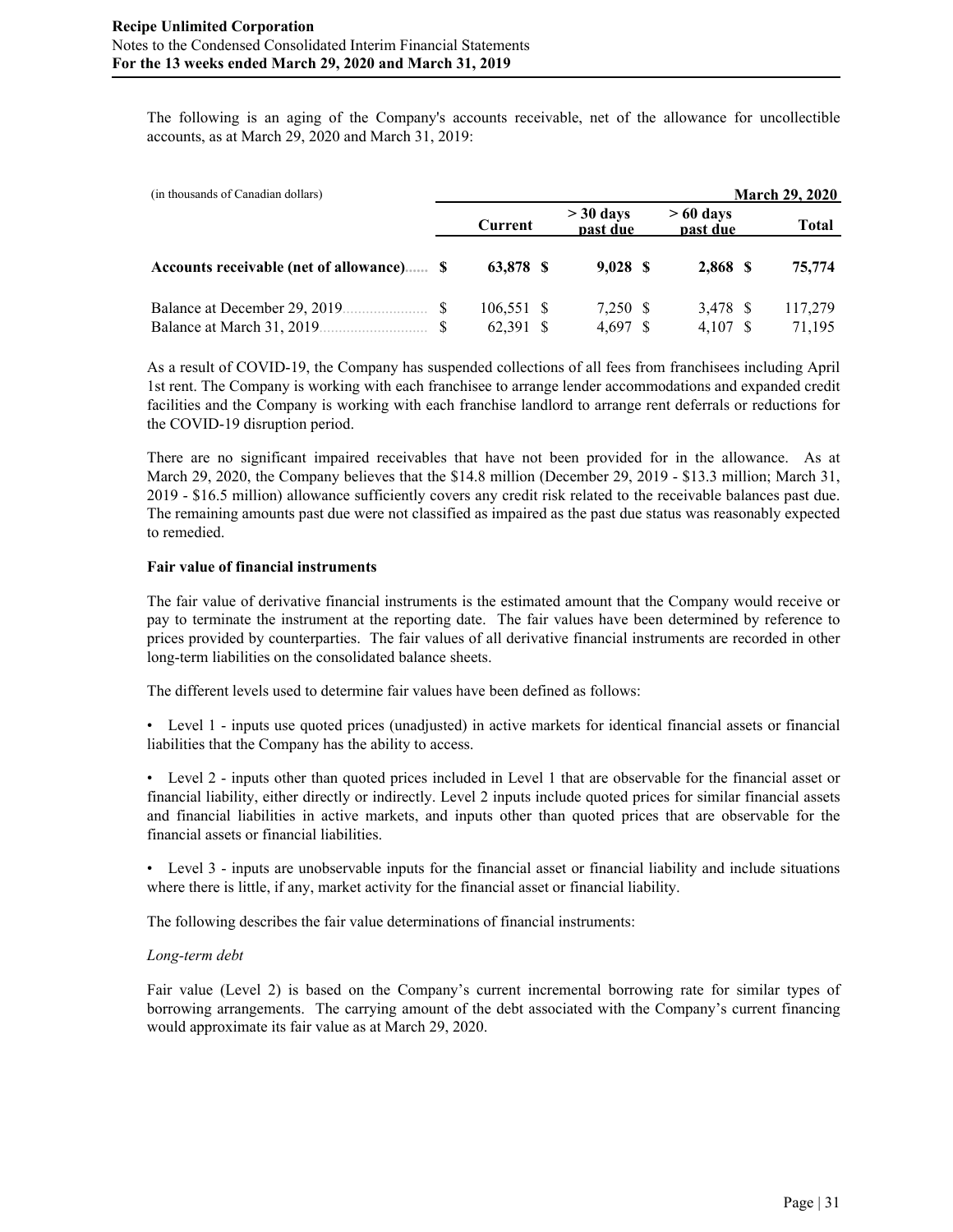The following is an aging of the Company's accounts receivable, net of the allowance for uncollectible accounts, as at March 29, 2020 and March 31, 2019:

| (in thousands of Canadian dollars) | | | | March 29, 2020 |
|---|---|---|---|---|
| | Current | > 30 days past due | > 60 days past due | Total |
| **Accounts receivable (net of allowance)** | **$ 63,878** | **$ 9,028** | **$ 2,868** | **$ 75,774** |
| Balance at December 29, 2019 | $ 106,551 | $ 7,250 | $ 3,478 | $ 117,279 |
| Balance at March 31, 2019 | $ 62,391 | $ 4,697 | $ 4,107 | $ 71,195 |

As a result of COVID-19, the Company has suspended collections of all fees from franchisees including April 1st rent. The Company is working with each franchisee to arrange lender accommodations and expanded credit facilities and the Company is working with each franchise landlord to arrange rent deferrals or reductions for the COVID-19 disruption period.

There are no significant impaired receivables that have not been provided for in the allowance. As at March 29, 2020, the Company believes that the $14.8 million (December 29, 2019 - $13.3 million; March 31, 2019 - $16.5 million) allowance sufficiently covers any credit risk related to the receivable balances past due. The remaining amounts past due were not classified as impaired as the past due status was reasonably expected to remedied.

**Fair value of financial instruments**

The fair value of derivative financial instruments is the estimated amount that the Company would receive or pay to terminate the instrument at the reporting date. The fair values have been determined by reference to prices provided by counterparties. The fair values of all derivative financial instruments are recorded in other long-term liabilities on the consolidated balance sheets.

The different levels used to determine fair values have been defined as follows:

- Level 1 - inputs use quoted prices (unadjusted) in active markets for identical financial assets or financial liabilities that the Company has the ability to access.

- Level 2 - inputs other than quoted prices included in Level 1 that are observable for the financial asset or financial liability, either directly or indirectly. Level 2 inputs include quoted prices for similar financial assets and financial liabilities in active markets, and inputs other than quoted prices that are observable for the financial assets or financial liabilities.

- Level 3 - inputs are unobservable inputs for the financial asset or financial liability and include situations where there is little, if any, market activity for the financial asset or financial liability.

The following describes the fair value determinations of financial instruments:

*Long-term debt*

Fair value (Level 2) is based on the Company's current incremental borrowing rate for similar types of borrowing arrangements. The carrying amount of the debt associated with the Company's current financing would approximate its fair value as at March 29, 2020.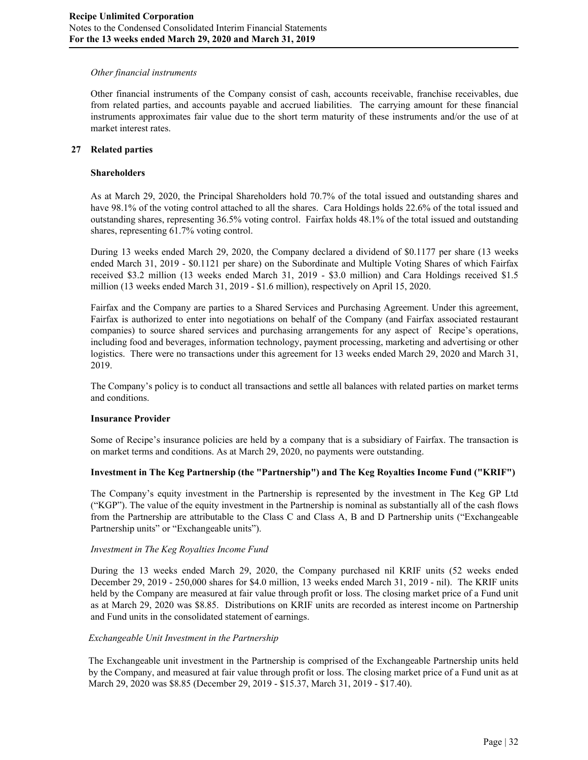*Other financial instruments*

Other financial instruments of the Company consist of cash, accounts receivable, franchise receivables, due from related parties, and accounts payable and accrued liabilities. The carrying amount for these financial instruments approximates fair value due to the short term maturity of these instruments and/or the use of at market interest rates.

## 27 Related parties

### Shareholders

As at March 29, 2020, the Principal Shareholders hold 70.7% of the total issued and outstanding shares and have 98.1% of the voting control attached to all the shares. Cara Holdings holds 22.6% of the total issued and outstanding shares, representing 36.5% voting control. Fairfax holds 48.1% of the total issued and outstanding shares, representing 61.7% voting control.

During 13 weeks ended March 29, 2020, the Company declared a dividend of $0.1177 per share (13 weeks ended March 31, 2019 - $0.1121 per share) on the Subordinate and Multiple Voting Shares of which Fairfax received $3.2 million (13 weeks ended March 31, 2019 - $3.0 million) and Cara Holdings received $1.5 million (13 weeks ended March 31, 2019 - $1.6 million), respectively on April 15, 2020.

Fairfax and the Company are parties to a Shared Services and Purchasing Agreement. Under this agreement, Fairfax is authorized to enter into negotiations on behalf of the Company (and Fairfax associated restaurant companies) to source shared services and purchasing arrangements for any aspect of Recipe's operations, including food and beverages, information technology, payment processing, marketing and advertising or other logistics. There were no transactions under this agreement for 13 weeks ended March 29, 2020 and March 31, 2019.

The Company's policy is to conduct all transactions and settle all balances with related parties on market terms and conditions.

### Insurance Provider

Some of Recipe's insurance policies are held by a company that is a subsidiary of Fairfax. The transaction is on market terms and conditions. As at March 29, 2020, no payments were outstanding.

### Investment in The Keg Partnership (the "Partnership") and The Keg Royalties Income Fund ("KRIF")

The Company's equity investment in the Partnership is represented by the investment in The Keg GP Ltd ("KGP"). The value of the equity investment in the Partnership is nominal as substantially all of the cash flows from the Partnership are attributable to the Class C and Class A, B and D Partnership units ("Exchangeable Partnership units" or "Exchangeable units").

*Investment in The Keg Royalties Income Fund*

During the 13 weeks ended March 29, 2020, the Company purchased nil KRIF units (52 weeks ended December 29, 2019 - 250,000 shares for $4.0 million, 13 weeks ended March 31, 2019 - nil). The KRIF units held by the Company are measured at fair value through profit or loss. The closing market price of a Fund unit as at March 29, 2020 was $8.85. Distributions on KRIF units are recorded as interest income on Partnership and Fund units in the consolidated statement of earnings.

*Exchangeable Unit Investment in the Partnership*

The Exchangeable unit investment in the Partnership is comprised of the Exchangeable Partnership units held by the Company, and measured at fair value through profit or loss. The closing market price of a Fund unit as at March 29, 2020 was $8.85 (December 29, 2019 - $15.37, March 31, 2019 - $17.40).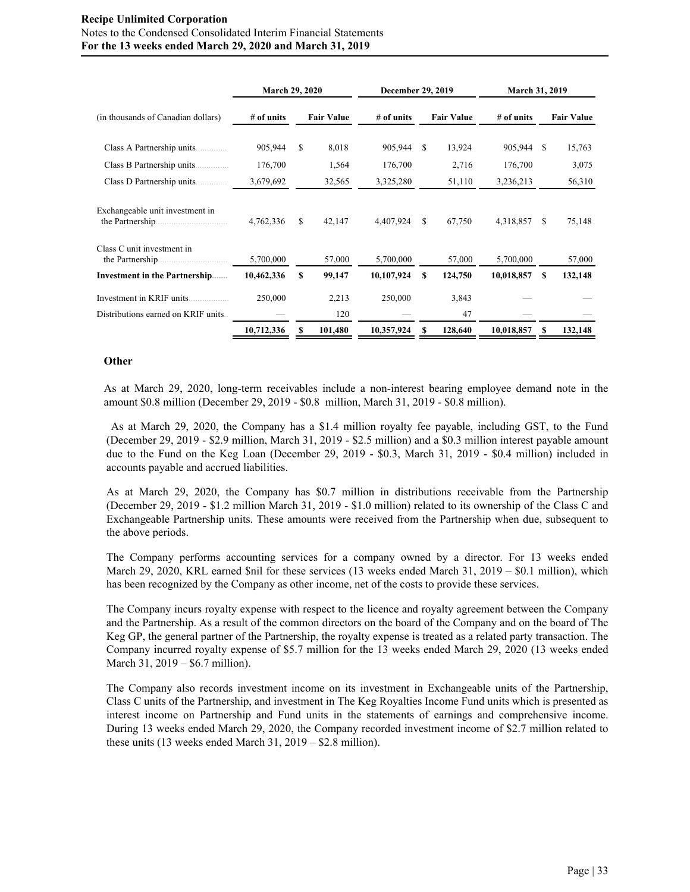| (in thousands of Canadian dollars) | March 29, 2020 | | December 29, 2019 | | March 31, 2019 | |
|---|---|---|---|---|---|---|
| | # of units | Fair Value | # of units | Fair Value | # of units | Fair Value |
| Class A Partnership units | 905,944 | $ 8,018 | 905,944 | $ 13,924 | 905,944 | $ 15,763 |
| Class B Partnership units | 176,700 | 1,564 | 176,700 | 2,716 | 176,700 | 3,075 |
| Class D Partnership units | 3,679,692 | 32,565 | 3,325,280 | 51,110 | 3,236,213 | 56,310 |
| Exchangeable unit investment in the Partnership | 4,762,336 | $ 42,147 | 4,407,924 | $ 67,750 | 4,318,857 | $ 75,148 |
| Class C unit investment in the Partnership | 5,700,000 | 57,000 | 5,700,000 | 57,000 | 5,700,000 | 57,000 |
| **Investment in the Partnership** | **10,462,336** | **$ 99,147** | **10,107,924** | **$ 124,750** | **10,018,857** | **$ 132,148** |
| Investment in KRIF units | 250,000 | 2,213 | 250,000 | 3,843 | — | — |
| Distributions earned on KRIF units | — | 120 | — | 47 | — | — |
| | **10,712,336** | **$ 101,480** | **10,357,924** | **$ 128,640** | **10,018,857** | **$ 132,148** |

### Other

As at March 29, 2020, long-term receivables include a non-interest bearing employee demand note in the amount $0.8 million (December 29, 2019 - $0.8 million, March 31, 2019 - $0.8 million).

As at March 29, 2020, the Company has a $1.4 million royalty fee payable, including GST, to the Fund (December 29, 2019 - $2.9 million, March 31, 2019 - $2.5 million) and a $0.3 million interest payable amount due to the Fund on the Keg Loan (December 29, 2019 - $0.3, March 31, 2019 - $0.4 million) included in accounts payable and accrued liabilities.

As at March 29, 2020, the Company has $0.7 million in distributions receivable from the Partnership (December 29, 2019 - $1.2 million March 31, 2019 - $1.0 million) related to its ownership of the Class C and Exchangeable Partnership units. These amounts were received from the Partnership when due, subsequent to the above periods.

The Company performs accounting services for a company owned by a director. For 13 weeks ended March 29, 2020, KRL earned $nil for these services (13 weeks ended March 31, 2019 – $0.1 million), which has been recognized by the Company as other income, net of the costs to provide these services.

The Company incurs royalty expense with respect to the licence and royalty agreement between the Company and the Partnership. As a result of the common directors on the board of the Company and on the board of The Keg GP, the general partner of the Partnership, the royalty expense is treated as a related party transaction. The Company incurred royalty expense of $5.7 million for the 13 weeks ended March 29, 2020 (13 weeks ended March 31, 2019 – $6.7 million).

The Company also records investment income on its investment in Exchangeable units of the Partnership, Class C units of the Partnership, and investment in The Keg Royalties Income Fund units which is presented as interest income on Partnership and Fund units in the statements of earnings and comprehensive income. During 13 weeks ended March 29, 2020, the Company recorded investment income of $2.7 million related to these units (13 weeks ended March 31, 2019 – $2.8 million).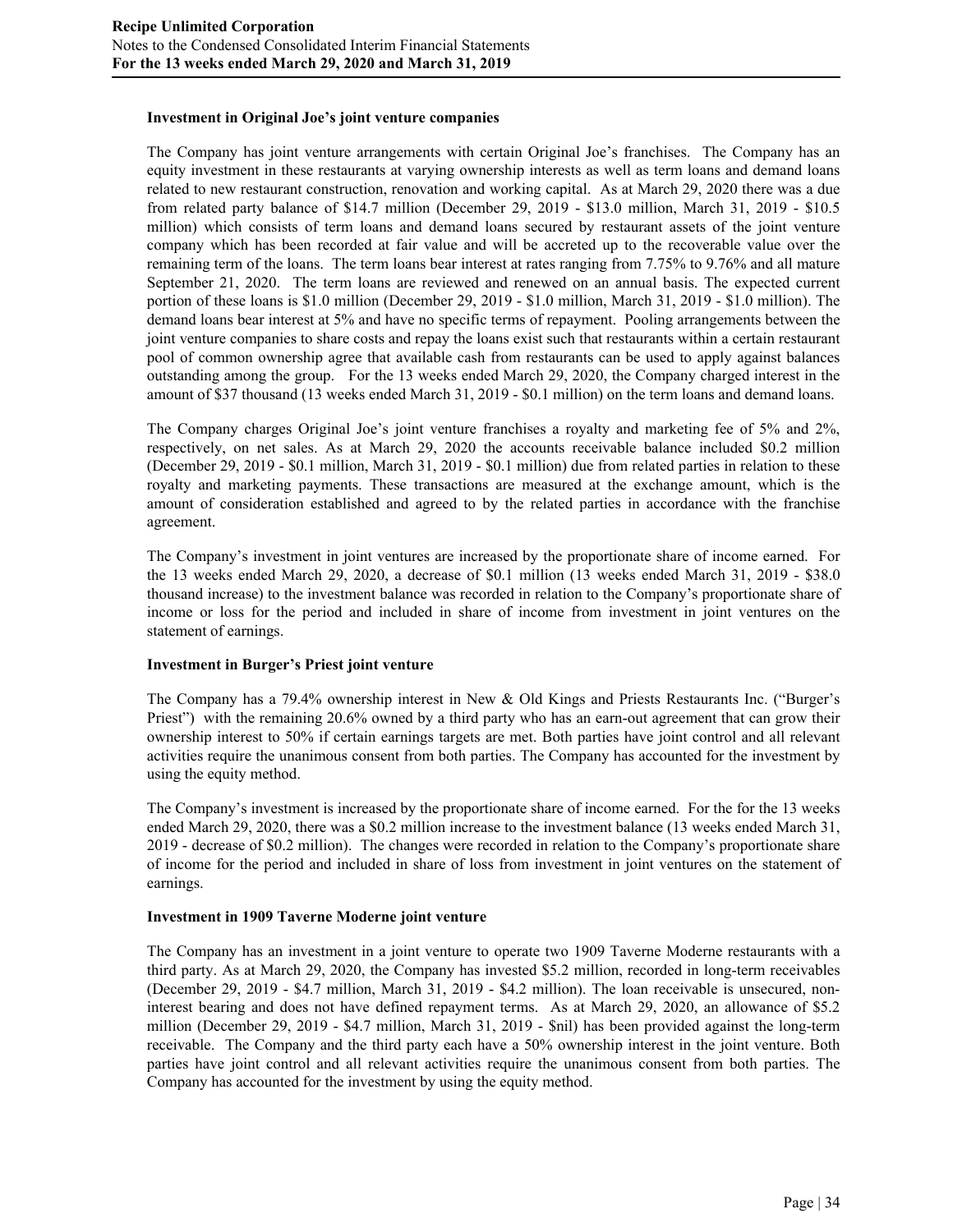**Investment in Original Joe's joint venture companies**

The Company has joint venture arrangements with certain Original Joe's franchises. The Company has an equity investment in these restaurants at varying ownership interests as well as term loans and demand loans related to new restaurant construction, renovation and working capital. As at March 29, 2020 there was a due from related party balance of $14.7 million (December 29, 2019 - $13.0 million, March 31, 2019 - $10.5 million) which consists of term loans and demand loans secured by restaurant assets of the joint venture company which has been recorded at fair value and will be accreted up to the recoverable value over the remaining term of the loans. The term loans bear interest at rates ranging from 7.75% to 9.76% and all mature September 21, 2020. The term loans are reviewed and renewed on an annual basis. The expected current portion of these loans is $1.0 million (December 29, 2019 - $1.0 million, March 31, 2019 - $1.0 million). The demand loans bear interest at 5% and have no specific terms of repayment. Pooling arrangements between the joint venture companies to share costs and repay the loans exist such that restaurants within a certain restaurant pool of common ownership agree that available cash from restaurants can be used to apply against balances outstanding among the group. For the 13 weeks ended March 29, 2020, the Company charged interest in the amount of $37 thousand (13 weeks ended March 31, 2019 - $0.1 million) on the term loans and demand loans.

The Company charges Original Joe's joint venture franchises a royalty and marketing fee of 5% and 2%, respectively, on net sales. As at March 29, 2020 the accounts receivable balance included $0.2 million (December 29, 2019 - $0.1 million, March 31, 2019 - $0.1 million) due from related parties in relation to these royalty and marketing payments. These transactions are measured at the exchange amount, which is the amount of consideration established and agreed to by the related parties in accordance with the franchise agreement.

The Company's investment in joint ventures are increased by the proportionate share of income earned. For the 13 weeks ended March 29, 2020, a decrease of $0.1 million (13 weeks ended March 31, 2019 - $38.0 thousand increase) to the investment balance was recorded in relation to the Company's proportionate share of income or loss for the period and included in share of income from investment in joint ventures on the statement of earnings.

**Investment in Burger's Priest joint venture**

The Company has a 79.4% ownership interest in New & Old Kings and Priests Restaurants Inc. ("Burger's Priest") with the remaining 20.6% owned by a third party who has an earn-out agreement that can grow their ownership interest to 50% if certain earnings targets are met. Both parties have joint control and all relevant activities require the unanimous consent from both parties. The Company has accounted for the investment by using the equity method.

The Company's investment is increased by the proportionate share of income earned. For the for the 13 weeks ended March 29, 2020, there was a $0.2 million increase to the investment balance (13 weeks ended March 31, 2019 - decrease of $0.2 million). The changes were recorded in relation to the Company's proportionate share of income for the period and included in share of loss from investment in joint ventures on the statement of earnings.

**Investment in 1909 Taverne Moderne joint venture**

The Company has an investment in a joint venture to operate two 1909 Taverne Moderne restaurants with a third party. As at March 29, 2020, the Company has invested $5.2 million, recorded in long-term receivables (December 29, 2019 - $4.7 million, March 31, 2019 - $4.2 million). The loan receivable is unsecured, non-interest bearing and does not have defined repayment terms. As at March 29, 2020, an allowance of $5.2 million (December 29, 2019 - $4.7 million, March 31, 2019 - $nil) has been provided against the long-term receivable. The Company and the third party each have a 50% ownership interest in the joint venture. Both parties have joint control and all relevant activities require the unanimous consent from both parties. The Company has accounted for the investment by using the equity method.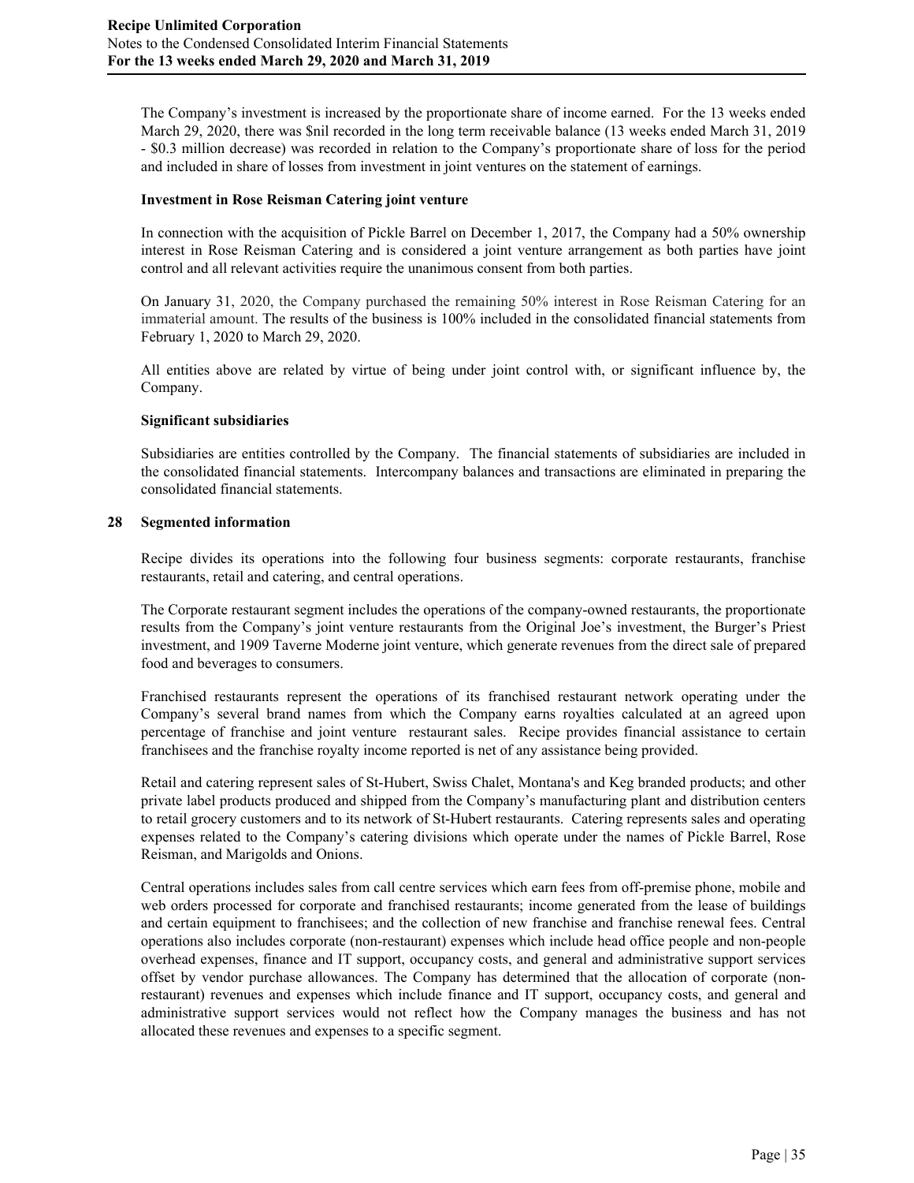The Company's investment is increased by the proportionate share of income earned. For the 13 weeks ended March 29, 2020, there was $nil recorded in the long term receivable balance (13 weeks ended March 31, 2019 - $0.3 million decrease) was recorded in relation to the Company's proportionate share of loss for the period and included in share of losses from investment in joint ventures on the statement of earnings.

**Investment in Rose Reisman Catering joint venture**

In connection with the acquisition of Pickle Barrel on December 1, 2017, the Company had a 50% ownership interest in Rose Reisman Catering and is considered a joint venture arrangement as both parties have joint control and all relevant activities require the unanimous consent from both parties.

On January 31, 2020, the Company purchased the remaining 50% interest in Rose Reisman Catering for an immaterial amount. The results of the business is 100% included in the consolidated financial statements from February 1, 2020 to March 29, 2020.

All entities above are related by virtue of being under joint control with, or significant influence by, the Company.

**Significant subsidiaries**

Subsidiaries are entities controlled by the Company. The financial statements of subsidiaries are included in the consolidated financial statements. Intercompany balances and transactions are eliminated in preparing the consolidated financial statements.

## 28 Segmented information

Recipe divides its operations into the following four business segments: corporate restaurants, franchise restaurants, retail and catering, and central operations.

The Corporate restaurant segment includes the operations of the company-owned restaurants, the proportionate results from the Company's joint venture restaurants from the Original Joe's investment, the Burger's Priest investment, and 1909 Taverne Moderne joint venture, which generate revenues from the direct sale of prepared food and beverages to consumers.

Franchised restaurants represent the operations of its franchised restaurant network operating under the Company's several brand names from which the Company earns royalties calculated at an agreed upon percentage of franchise and joint venture restaurant sales. Recipe provides financial assistance to certain franchisees and the franchise royalty income reported is net of any assistance being provided.

Retail and catering represent sales of St-Hubert, Swiss Chalet, Montana's and Keg branded products; and other private label products produced and shipped from the Company's manufacturing plant and distribution centers to retail grocery customers and to its network of St-Hubert restaurants. Catering represents sales and operating expenses related to the Company's catering divisions which operate under the names of Pickle Barrel, Rose Reisman, and Marigolds and Onions.

Central operations includes sales from call centre services which earn fees from off-premise phone, mobile and web orders processed for corporate and franchised restaurants; income generated from the lease of buildings and certain equipment to franchisees; and the collection of new franchise and franchise renewal fees. Central operations also includes corporate (non-restaurant) expenses which include head office people and non-people overhead expenses, finance and IT support, occupancy costs, and general and administrative support services offset by vendor purchase allowances. The Company has determined that the allocation of corporate (non-restaurant) revenues and expenses which include finance and IT support, occupancy costs, and general and administrative support services would not reflect how the Company manages the business and has not allocated these revenues and expenses to a specific segment.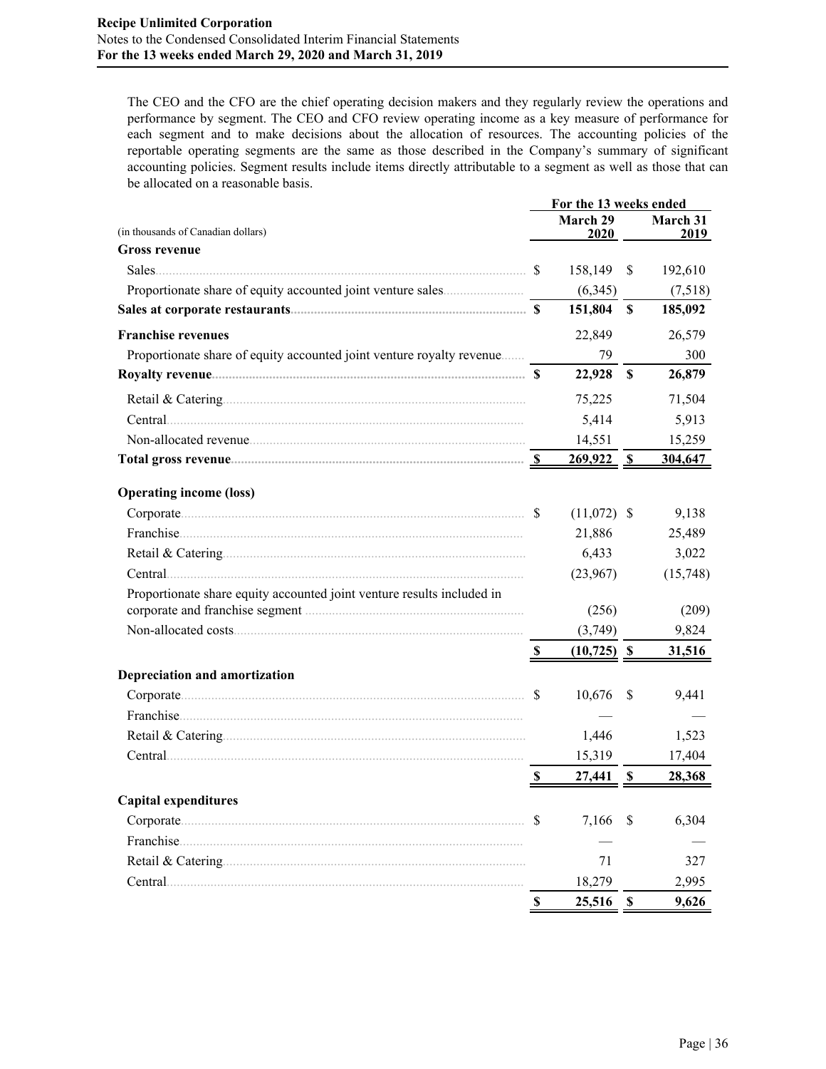The CEO and the CFO are the chief operating decision makers and they regularly review the operations and performance by segment. The CEO and CFO review operating income as a key measure of performance for each segment and to make decisions about the allocation of resources. The accounting policies of the reportable operating segments are the same as those described in the Company's summary of significant accounting policies. Segment results include items directly attributable to a segment as well as those that can be allocated on a reasonable basis.

| | For the 13 weeks ended | |
|---|---|---|
| (in thousands of Canadian dollars) | March 29 2020 | March 31 2019 |
| **Gross revenue** | | |
| Sales | $ 158,149 | $ 192,610 |
| Proportionate share of equity accounted joint venture sales | (6,345) | (7,518) |
| **Sales at corporate restaurants** | **$ 151,804** | **$ 185,092** |
| **Franchise revenues** | 22,849 | 26,579 |
| Proportionate share of equity accounted joint venture royalty revenue | 79 | 300 |
| **Royalty revenue** | **$ 22,928** | **$ 26,879** |
| Retail & Catering | 75,225 | 71,504 |
| Central | 5,414 | 5,913 |
| Non-allocated revenue | 14,551 | 15,259 |
| **Total gross revenue** | **$ 269,922** | **$ 304,647** |
| **Operating income (loss)** | | |
| Corporate | $ (11,072) | $ 9,138 |
| Franchise | 21,886 | 25,489 |
| Retail & Catering | 6,433 | 3,022 |
| Central | (23,967) | (15,748) |
| Proportionate share equity accounted joint venture results included in corporate and franchise segment | (256) | (209) |
| Non-allocated costs | (3,749) | 9,824 |
| | **$ (10,725)** | **$ 31,516** |
| **Depreciation and amortization** | | |
| Corporate | $ 10,676 | $ 9,441 |
| Franchise | — | — |
| Retail & Catering | 1,446 | 1,523 |
| Central | 15,319 | 17,404 |
| | **$ 27,441** | **$ 28,368** |
| **Capital expenditures** | | |
| Corporate | $ 7,166 | $ 6,304 |
| Franchise | — | — |
| Retail & Catering | 71 | 327 |
| Central | 18,279 | 2,995 |
| | **$ 25,516** | **$ 9,626** |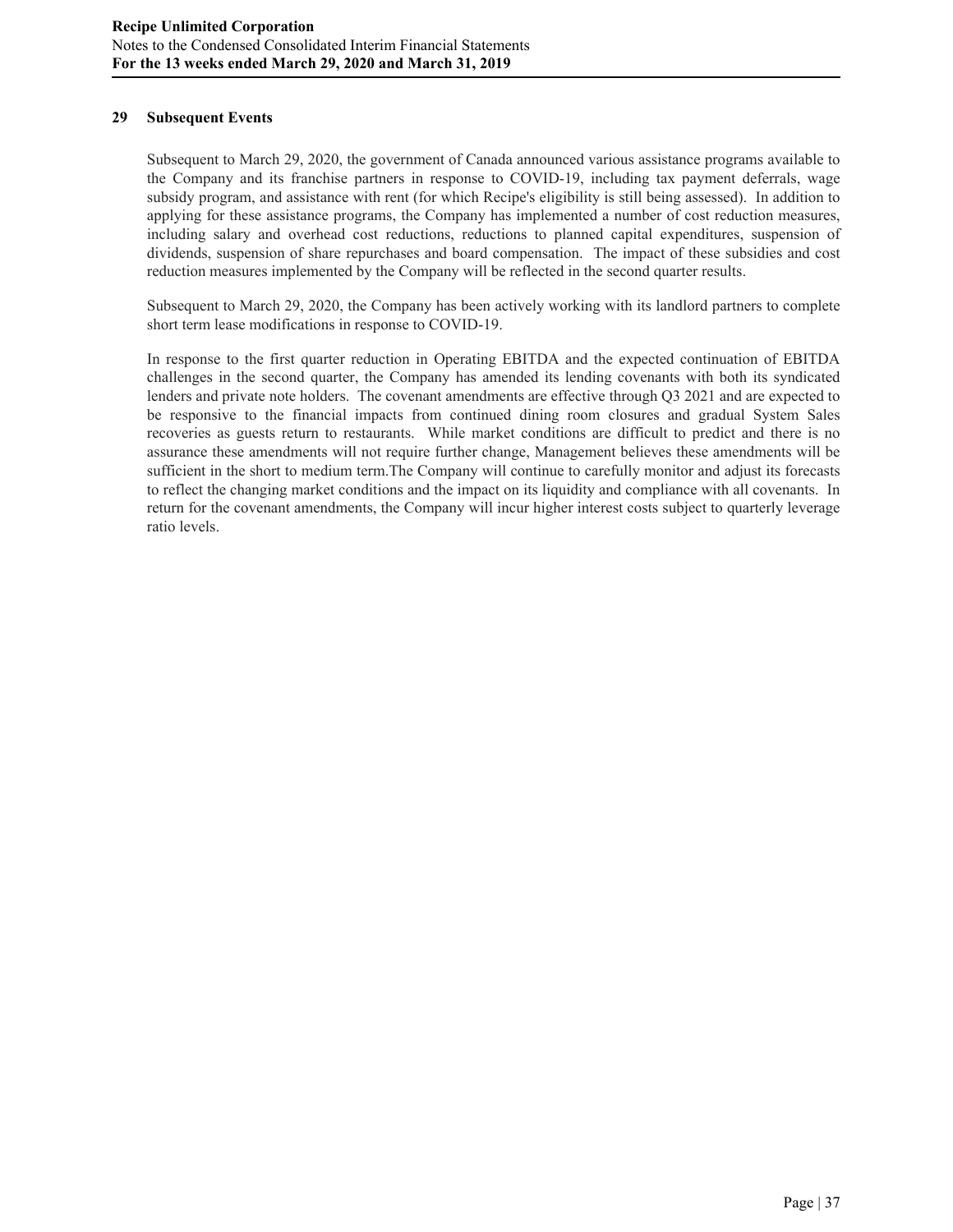## 29 Subsequent Events

Subsequent to March 29, 2020, the government of Canada announced various assistance programs available to the Company and its franchise partners in response to COVID-19, including tax payment deferrals, wage subsidy program, and assistance with rent (for which Recipe's eligibility is still being assessed). In addition to applying for these assistance programs, the Company has implemented a number of cost reduction measures, including salary and overhead cost reductions, reductions to planned capital expenditures, suspension of dividends, suspension of share repurchases and board compensation. The impact of these subsidies and cost reduction measures implemented by the Company will be reflected in the second quarter results.

Subsequent to March 29, 2020, the Company has been actively working with its landlord partners to complete short term lease modifications in response to COVID-19.

In response to the first quarter reduction in Operating EBITDA and the expected continuation of EBITDA challenges in the second quarter, the Company has amended its lending covenants with both its syndicated lenders and private note holders. The covenant amendments are effective through Q3 2021 and are expected to be responsive to the financial impacts from continued dining room closures and gradual System Sales recoveries as guests return to restaurants. While market conditions are difficult to predict and there is no assurance these amendments will not require further change, Management believes these amendments will be sufficient in the short to medium term.The Company will continue to carefully monitor and adjust its forecasts to reflect the changing market conditions and the impact on its liquidity and compliance with all covenants. In return for the covenant amendments, the Company will incur higher interest costs subject to quarterly leverage ratio levels.